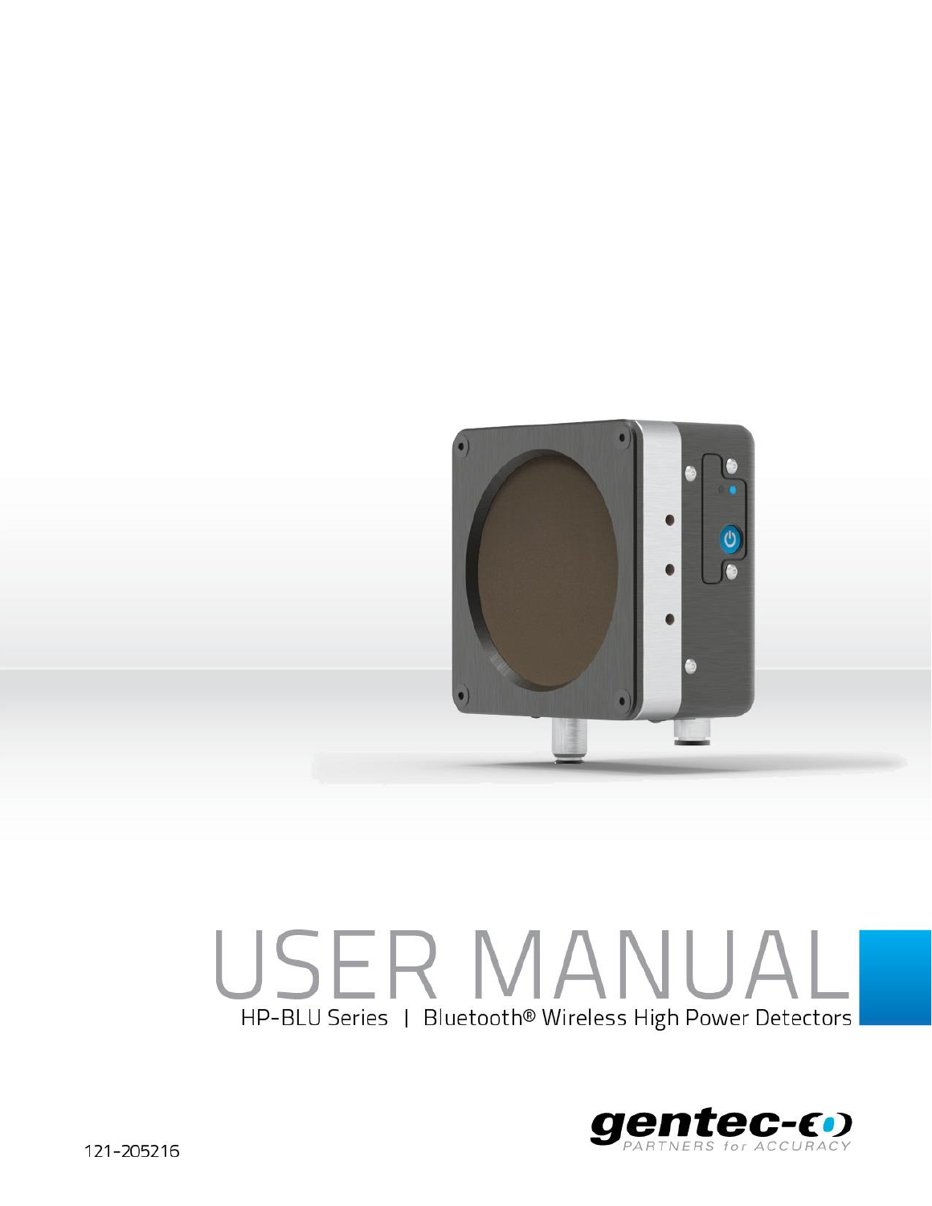# USER MANUAL

HP-BLU Series | Bluetooth® Wireless High Power Detectors

gentec-eo

PARTNERS for ACCURACY

121-205216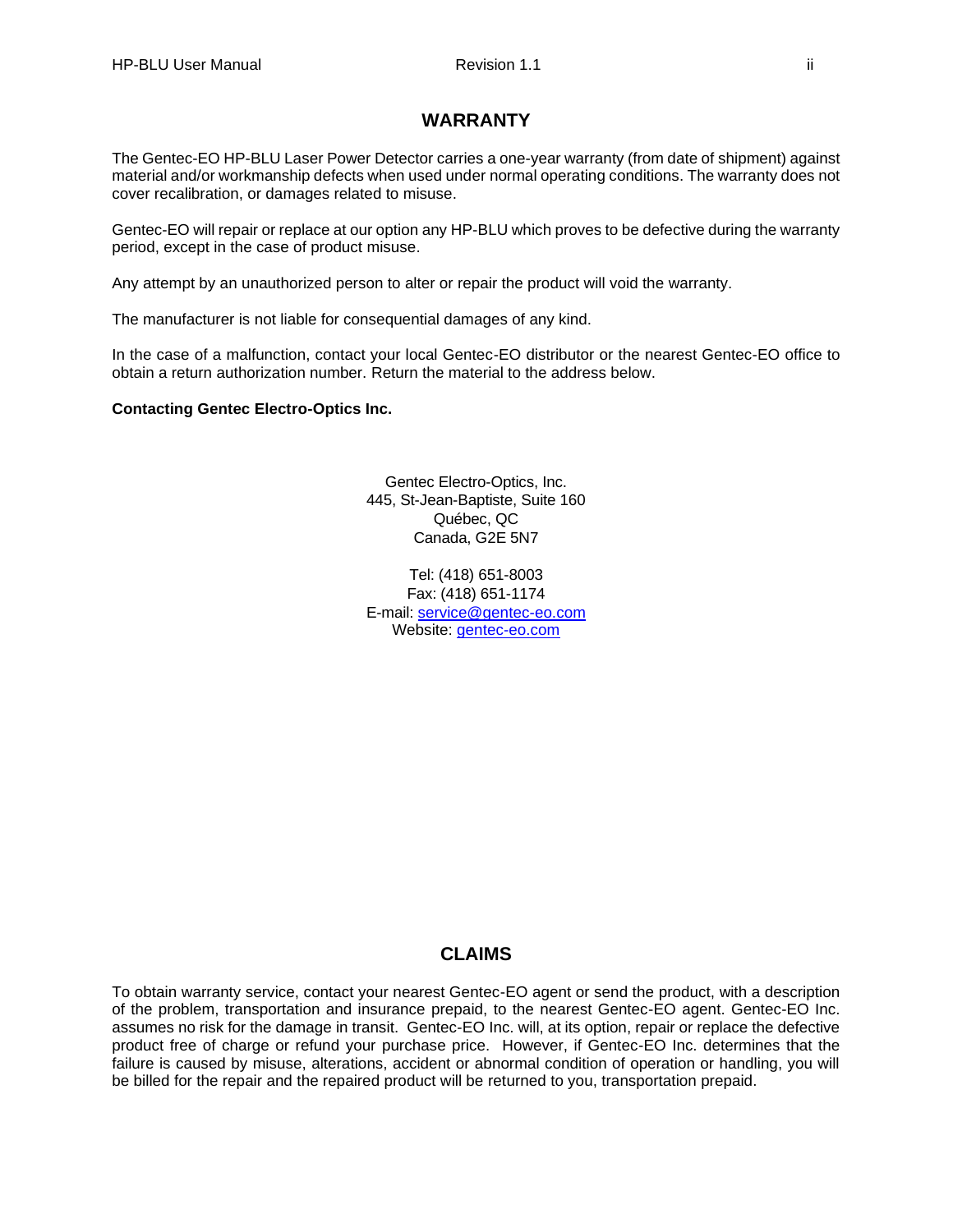# WARRANTY

The Gentec-EO HP-BLU Laser Power Detector carries a one-year warranty (from date of shipment) against material and/or workmanship defects when used under normal operating conditions. The warranty does not cover recalibration, or damages related to misuse.

Gentec-EO will repair or replace at our option any HP-BLU which proves to be defective during the warranty period, except in the case of product misuse.

Any attempt by an unauthorized person to alter or repair the product will void the warranty.

The manufacturer is not liable for consequential damages of any kind.

In the case of a malfunction, contact your local Gentec-EO distributor or the nearest Gentec-EO office to obtain a return authorization number. Return the material to the address below.

**Contacting Gentec Electro-Optics Inc.**

Gentec Electro-Optics, Inc.
445, St-Jean-Baptiste, Suite 160
Québec, QC
Canada, G2E 5N7

Tel: (418) 651-8003
Fax: (418) 651-1174
E-mail: service@gentec-eo.com
Website: gentec-eo.com

# CLAIMS

To obtain warranty service, contact your nearest Gentec-EO agent or send the product, with a description of the problem, transportation and insurance prepaid, to the nearest Gentec-EO agent. Gentec-EO Inc. assumes no risk for the damage in transit. Gentec-EO Inc. will, at its option, repair or replace the defective product free of charge or refund your purchase price. However, if Gentec-EO Inc. determines that the failure is caused by misuse, alterations, accident or abnormal condition of operation or handling, you will be billed for the repair and the repaired product will be returned to you, transportation prepaid.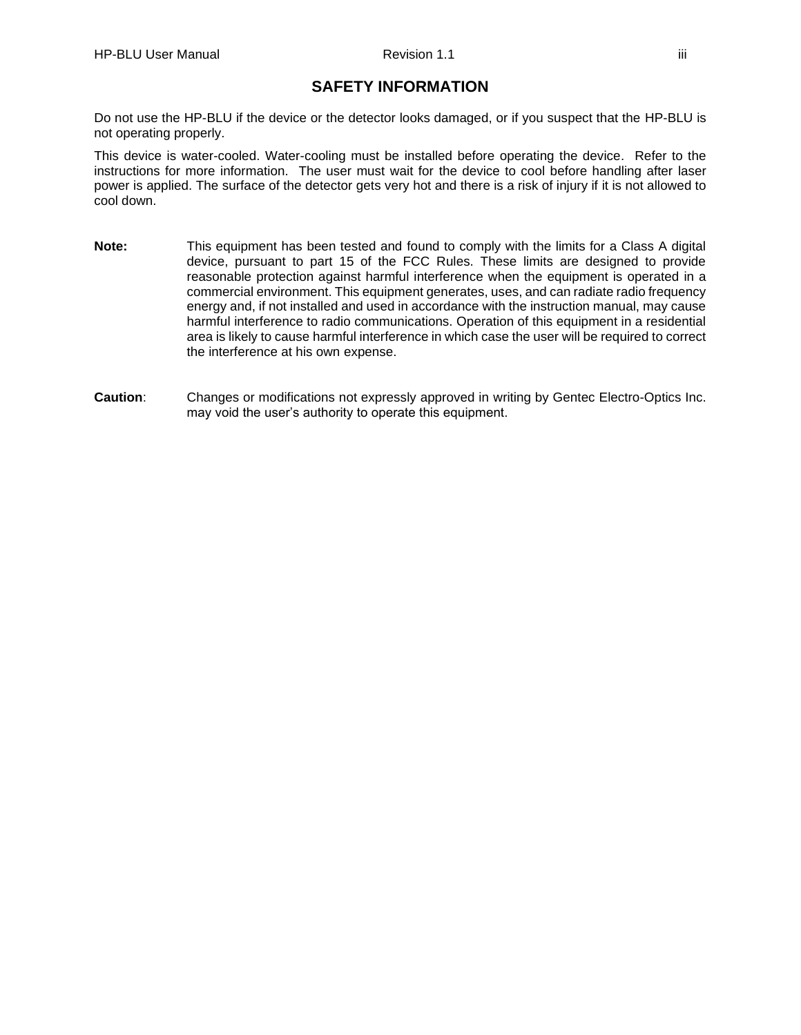# SAFETY INFORMATION

Do not use the HP-BLU if the device or the detector looks damaged, or if you suspect that the HP-BLU is not operating properly.

This device is water-cooled. Water-cooling must be installed before operating the device. Refer to the instructions for more information. The user must wait for the device to cool before handling after laser power is applied. The surface of the detector gets very hot and there is a risk of injury if it is not allowed to cool down.

**Note:** This equipment has been tested and found to comply with the limits for a Class A digital device, pursuant to part 15 of the FCC Rules. These limits are designed to provide reasonable protection against harmful interference when the equipment is operated in a commercial environment. This equipment generates, uses, and can radiate radio frequency energy and, if not installed and used in accordance with the instruction manual, may cause harmful interference to radio communications. Operation of this equipment in a residential area is likely to cause harmful interference in which case the user will be required to correct the interference at his own expense.

**Caution**: Changes or modifications not expressly approved in writing by Gentec Electro-Optics Inc. may void the user's authority to operate this equipment.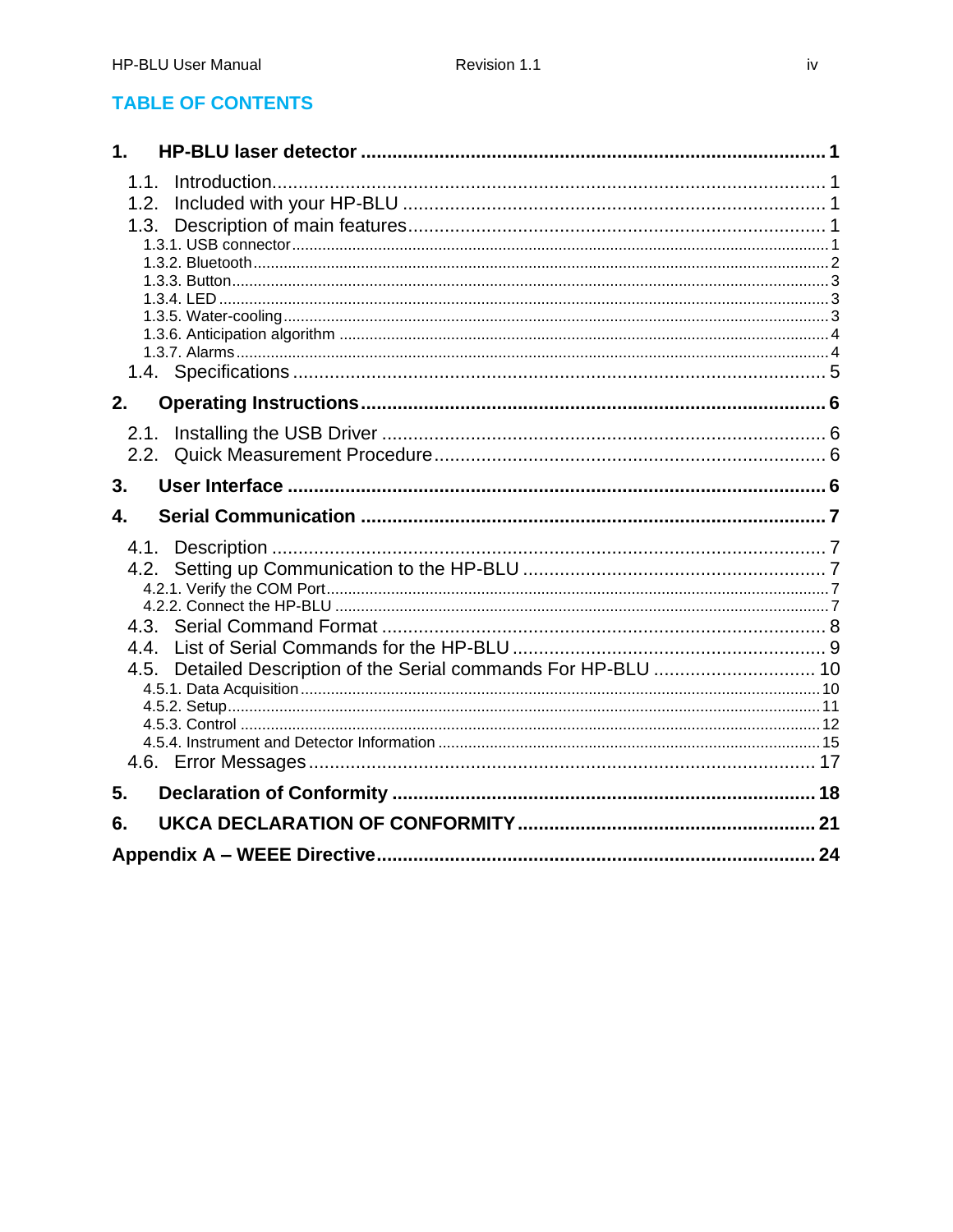## TABLE OF CONTENTS

**1. HP-BLU laser detector ........ 1**

- 1.1. Introduction ........ 1
- 1.2. Included with your HP-BLU ........ 1
- 1.3. Description of main features ........ 1
  - 1.3.1. USB connector ........ 1
  - 1.3.2. Bluetooth ........ 2
  - 1.3.3. Button ........ 3
  - 1.3.4. LED ........ 3
  - 1.3.5. Water-cooling ........ 3
  - 1.3.6. Anticipation algorithm ........ 4
  - 1.3.7. Alarms ........ 4
- 1.4. Specifications ........ 5

**2. Operating Instructions ........ 6**

- 2.1. Installing the USB Driver ........ 6
- 2.2. Quick Measurement Procedure ........ 6

**3. User Interface ........ 6**

**4. Serial Communication ........ 7**

- 4.1. Description ........ 7
- 4.2. Setting up Communication to the HP-BLU ........ 7
  - 4.2.1. Verify the COM Port ........ 7
  - 4.2.2. Connect the HP-BLU ........ 7
- 4.3. Serial Command Format ........ 8
- 4.4. List of Serial Commands for the HP-BLU ........ 9
- 4.5. Detailed Description of the Serial commands For HP-BLU ........ 10
  - 4.5.1. Data Acquisition ........ 10
  - 4.5.2. Setup ........ 11
  - 4.5.3. Control ........ 12
  - 4.5.4. Instrument and Detector Information ........ 15
- 4.6. Error Messages ........ 17

**5. Declaration of Conformity ........ 18**

**6. UKCA DECLARATION OF CONFORMITY ........ 21**

**Appendix A – WEEE Directive ........ 24**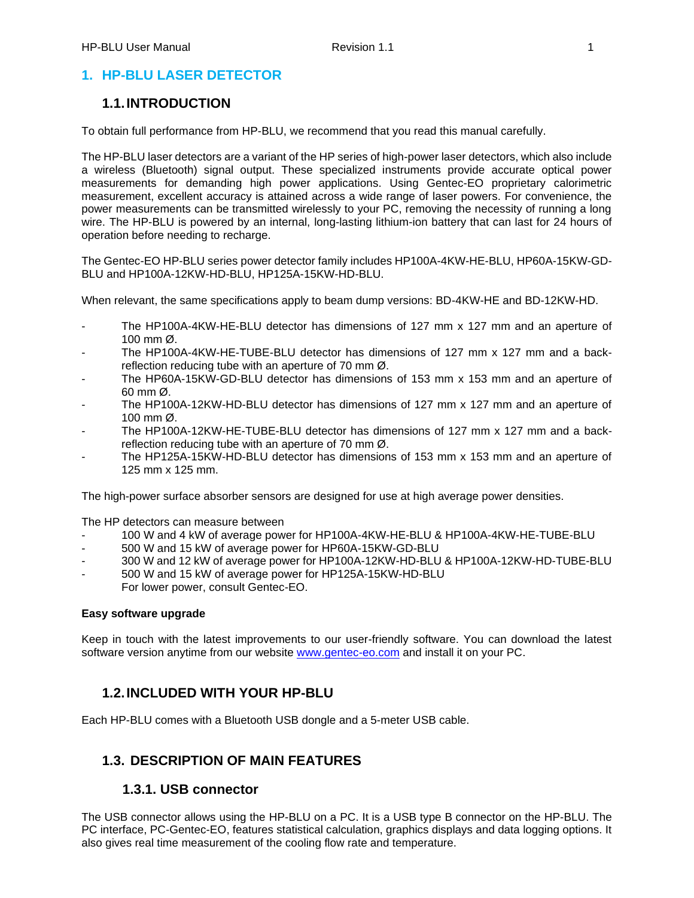# 1. HP-BLU LASER DETECTOR

## 1.1. INTRODUCTION

To obtain full performance from HP-BLU, we recommend that you read this manual carefully.

The HP-BLU laser detectors are a variant of the HP series of high-power laser detectors, which also include a wireless (Bluetooth) signal output. These specialized instruments provide accurate optical power measurements for demanding high power applications. Using Gentec-EO proprietary calorimetric measurement, excellent accuracy is attained across a wide range of laser powers. For convenience, the power measurements can be transmitted wirelessly to your PC, removing the necessity of running a long wire. The HP-BLU is powered by an internal, long-lasting lithium-ion battery that can last for 24 hours of operation before needing to recharge.

The Gentec-EO HP-BLU series power detector family includes HP100A-4KW-HE-BLU, HP60A-15KW-GD-BLU and HP100A-12KW-HD-BLU, HP125A-15KW-HD-BLU.

When relevant, the same specifications apply to beam dump versions: BD-4KW-HE and BD-12KW-HD.

- The HP100A-4KW-HE-BLU detector has dimensions of 127 mm x 127 mm and an aperture of 100 mm Ø.
- The HP100A-4KW-HE-TUBE-BLU detector has dimensions of 127 mm x 127 mm and a back-reflection reducing tube with an aperture of 70 mm Ø.
- The HP60A-15KW-GD-BLU detector has dimensions of 153 mm x 153 mm and an aperture of 60 mm Ø.
- The HP100A-12KW-HD-BLU detector has dimensions of 127 mm x 127 mm and an aperture of 100 mm Ø.
- The HP100A-12KW-HE-TUBE-BLU detector has dimensions of 127 mm x 127 mm and a back-reflection reducing tube with an aperture of 70 mm Ø.
- The HP125A-15KW-HD-BLU detector has dimensions of 153 mm x 153 mm and an aperture of 125 mm x 125 mm.

The high-power surface absorber sensors are designed for use at high average power densities.

The HP detectors can measure between

- 100 W and 4 kW of average power for HP100A-4KW-HE-BLU & HP100A-4KW-HE-TUBE-BLU
- 500 W and 15 kW of average power for HP60A-15KW-GD-BLU
- 300 W and 12 kW of average power for HP100A-12KW-HD-BLU & HP100A-12KW-HD-TUBE-BLU
- 500 W and 15 kW of average power for HP125A-15KW-HD-BLU
  For lower power, consult Gentec-EO.

**Easy software upgrade**

Keep in touch with the latest improvements to our user-friendly software. You can download the latest software version anytime from our website www.gentec-eo.com and install it on your PC.

## 1.2. INCLUDED WITH YOUR HP-BLU

Each HP-BLU comes with a Bluetooth USB dongle and a 5-meter USB cable.

## 1.3. DESCRIPTION OF MAIN FEATURES

### 1.3.1. USB connector

The USB connector allows using the HP-BLU on a PC. It is a USB type B connector on the HP-BLU. The PC interface, PC-Gentec-EO, features statistical calculation, graphics displays and data logging options. It also gives real time measurement of the cooling flow rate and temperature.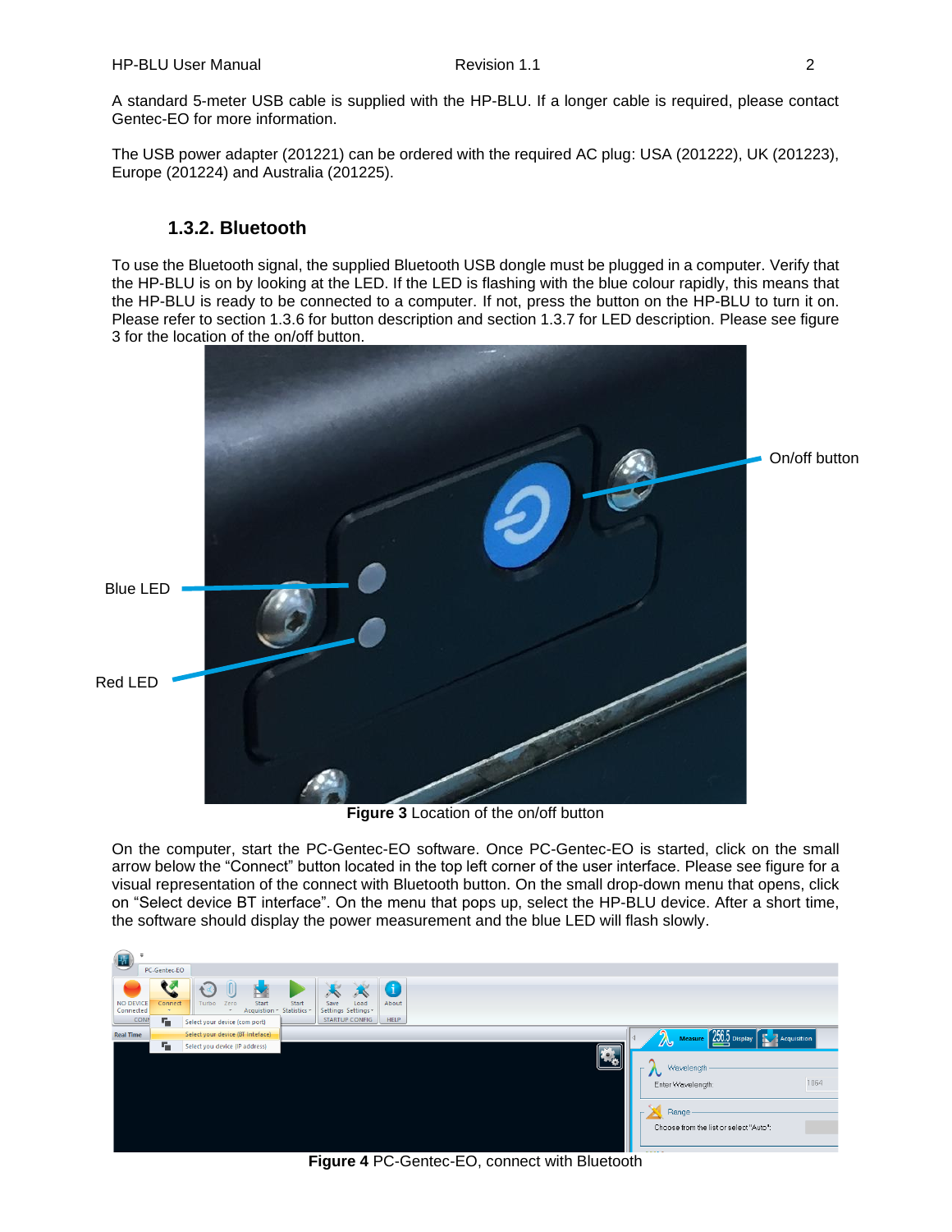A standard 5-meter USB cable is supplied with the HP-BLU. If a longer cable is required, please contact Gentec-EO for more information.

The USB power adapter (201221) can be ordered with the required AC plug: USA (201222), UK (201223), Europe (201224) and Australia (201225).

### 1.3.2. Bluetooth

To use the Bluetooth signal, the supplied Bluetooth USB dongle must be plugged in a computer. Verify that the HP-BLU is on by looking at the LED. If the LED is flashing with the blue colour rapidly, this means that the HP-BLU is ready to be connected to a computer. If not, press the button on the HP-BLU to turn it on. Please refer to section 1.3.6 for button description and section 1.3.7 for LED description. Please see figure 3 for the location of the on/off button.

**Figure 3** Location of the on/off button

On the computer, start the PC-Gentec-EO software. Once PC-Gentec-EO is started, click on the small arrow below the "Connect" button located in the top left corner of the user interface. Please see figure for a visual representation of the connect with Bluetooth button. On the small drop-down menu that opens, click on "Select device BT interface". On the menu that pops up, select the HP-BLU device. After a short time, the software should display the power measurement and the blue LED will flash slowly.

**Figure 4** PC-Gentec-EO, connect with Bluetooth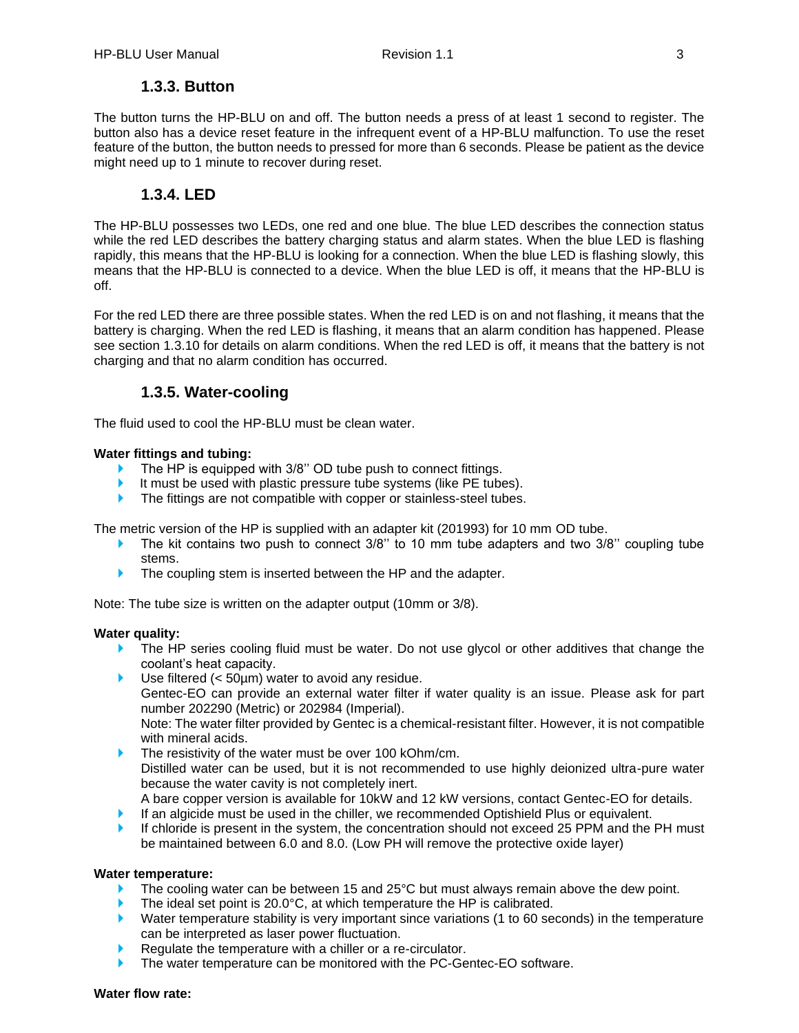### 1.3.3. Button

The button turns the HP-BLU on and off. The button needs a press of at least 1 second to register. The button also has a device reset feature in the infrequent event of a HP-BLU malfunction. To use the reset feature of the button, the button needs to pressed for more than 6 seconds. Please be patient as the device might need up to 1 minute to recover during reset.

### 1.3.4. LED

The HP-BLU possesses two LEDs, one red and one blue. The blue LED describes the connection status while the red LED describes the battery charging status and alarm states. When the blue LED is flashing rapidly, this means that the HP-BLU is looking for a connection. When the blue LED is flashing slowly, this means that the HP-BLU is connected to a device. When the blue LED is off, it means that the HP-BLU is off.

For the red LED there are three possible states. When the red LED is on and not flashing, it means that the battery is charging. When the red LED is flashing, it means that an alarm condition has happened. Please see section 1.3.10 for details on alarm conditions. When the red LED is off, it means that the battery is not charging and that no alarm condition has occurred.

### 1.3.5. Water-cooling

The fluid used to cool the HP-BLU must be clean water.

**Water fittings and tubing:**

- The HP is equipped with 3/8'' OD tube push to connect fittings.
- It must be used with plastic pressure tube systems (like PE tubes).
- The fittings are not compatible with copper or stainless-steel tubes.

The metric version of the HP is supplied with an adapter kit (201993) for 10 mm OD tube.

- The kit contains two push to connect 3/8'' to 10 mm tube adapters and two 3/8'' coupling tube stems.
- The coupling stem is inserted between the HP and the adapter.

Note: The tube size is written on the adapter output (10mm or 3/8).

**Water quality:**

- The HP series cooling fluid must be water. Do not use glycol or other additives that change the coolant's heat capacity.
- Use filtered (< 50µm) water to avoid any residue.
  Gentec-EO can provide an external water filter if water quality is an issue. Please ask for part number 202290 (Metric) or 202984 (Imperial).
  Note: The water filter provided by Gentec is a chemical-resistant filter. However, it is not compatible with mineral acids.
- The resistivity of the water must be over 100 kOhm/cm.
  Distilled water can be used, but it is not recommended to use highly deionized ultra-pure water because the water cavity is not completely inert.
  A bare copper version is available for 10kW and 12 kW versions, contact Gentec-EO for details.
- If an algicide must be used in the chiller, we recommended Optishield Plus or equivalent.
- If chloride is present in the system, the concentration should not exceed 25 PPM and the PH must be maintained between 6.0 and 8.0. (Low PH will remove the protective oxide layer)

**Water temperature:**

- The cooling water can be between 15 and 25°C but must always remain above the dew point.
- The ideal set point is 20.0°C, at which temperature the HP is calibrated.
- Water temperature stability is very important since variations (1 to 60 seconds) in the temperature can be interpreted as laser power fluctuation.
- Regulate the temperature with a chiller or a re-circulator.
- The water temperature can be monitored with the PC-Gentec-EO software.

**Water flow rate:**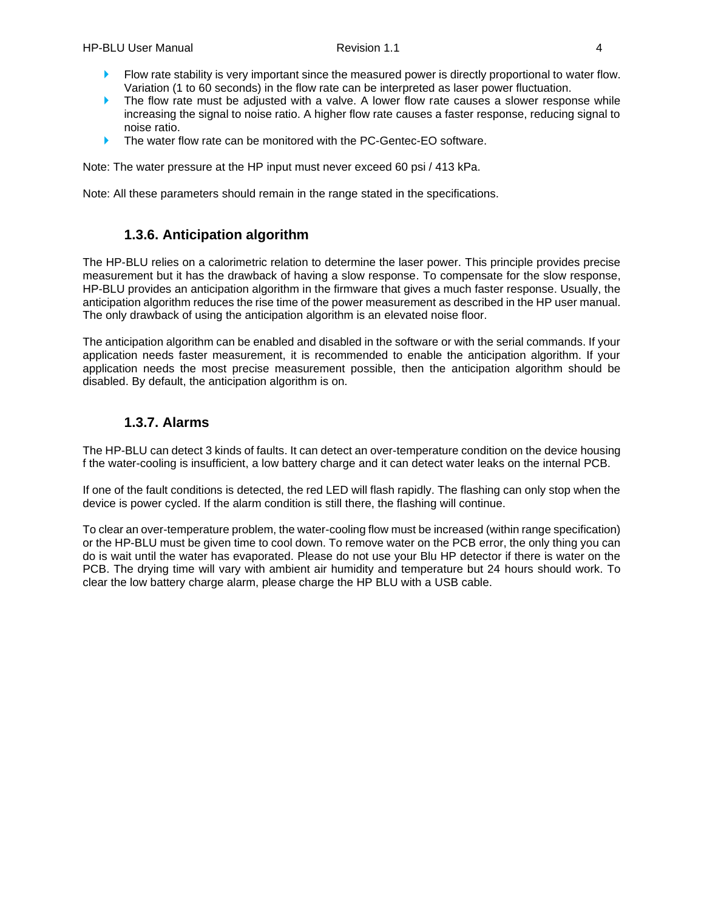- Flow rate stability is very important since the measured power is directly proportional to water flow. Variation (1 to 60 seconds) in the flow rate can be interpreted as laser power fluctuation.
- The flow rate must be adjusted with a valve. A lower flow rate causes a slower response while increasing the signal to noise ratio. A higher flow rate causes a faster response, reducing signal to noise ratio.
- The water flow rate can be monitored with the PC-Gentec-EO software.

Note: The water pressure at the HP input must never exceed 60 psi / 413 kPa.

Note: All these parameters should remain in the range stated in the specifications.

### 1.3.6. Anticipation algorithm

The HP-BLU relies on a calorimetric relation to determine the laser power. This principle provides precise measurement but it has the drawback of having a slow response. To compensate for the slow response, HP-BLU provides an anticipation algorithm in the firmware that gives a much faster response. Usually, the anticipation algorithm reduces the rise time of the power measurement as described in the HP user manual. The only drawback of using the anticipation algorithm is an elevated noise floor.

The anticipation algorithm can be enabled and disabled in the software or with the serial commands. If your application needs faster measurement, it is recommended to enable the anticipation algorithm. If your application needs the most precise measurement possible, then the anticipation algorithm should be disabled. By default, the anticipation algorithm is on.

### 1.3.7. Alarms

The HP-BLU can detect 3 kinds of faults. It can detect an over-temperature condition on the device housing f the water-cooling is insufficient, a low battery charge and it can detect water leaks on the internal PCB.

If one of the fault conditions is detected, the red LED will flash rapidly. The flashing can only stop when the device is power cycled. If the alarm condition is still there, the flashing will continue.

To clear an over-temperature problem, the water-cooling flow must be increased (within range specification) or the HP-BLU must be given time to cool down. To remove water on the PCB error, the only thing you can do is wait until the water has evaporated. Please do not use your Blu HP detector if there is water on the PCB. The drying time will vary with ambient air humidity and temperature but 24 hours should work. To clear the low battery charge alarm, please charge the HP BLU with a USB cable.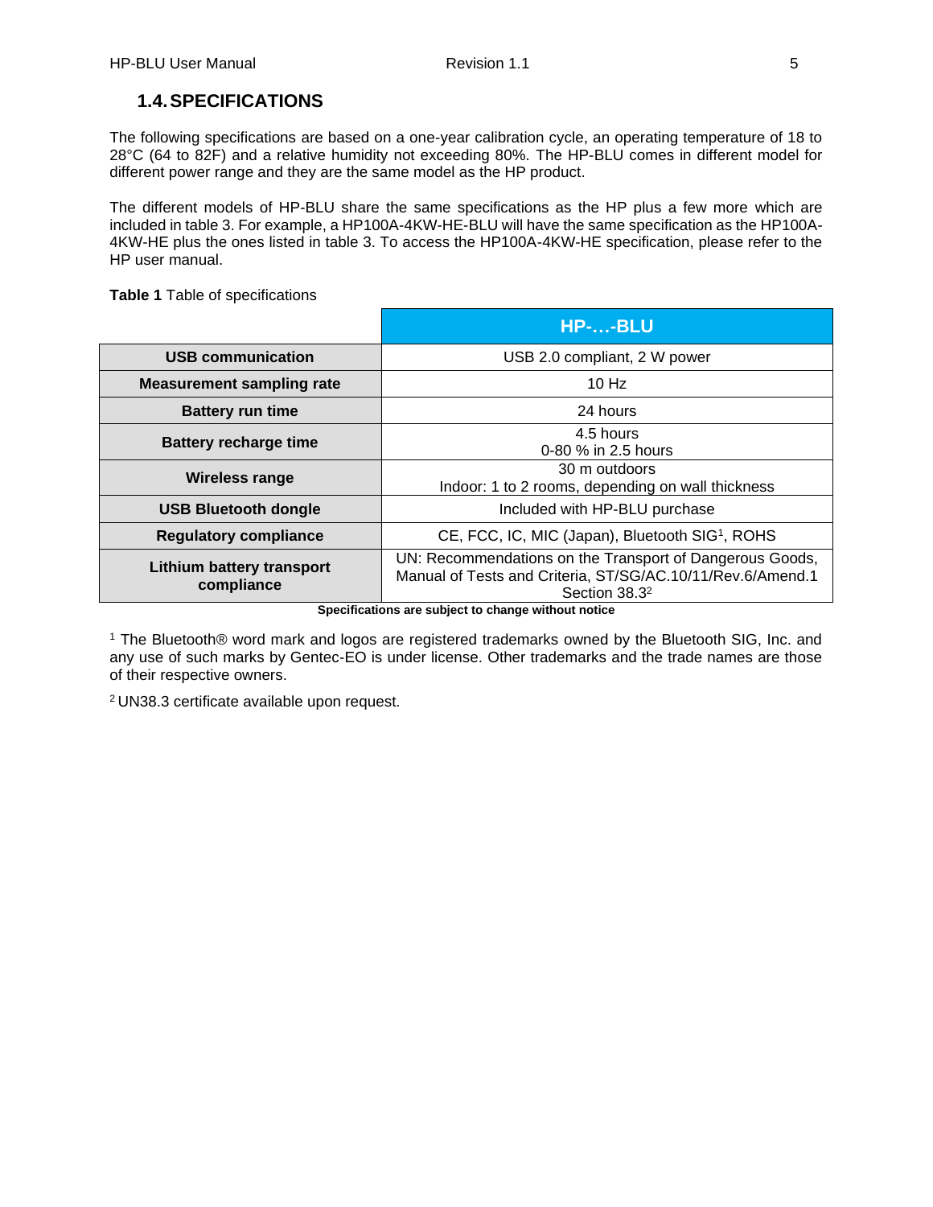## 1.4. SPECIFICATIONS

The following specifications are based on a one-year calibration cycle, an operating temperature of 18 to 28°C (64 to 82F) and a relative humidity not exceeding 80%. The HP-BLU comes in different model for different power range and they are the same model as the HP product.

The different models of HP-BLU share the same specifications as the HP plus a few more which are included in table 3. For example, a HP100A-4KW-HE-BLU will have the same specification as the HP100A-4KW-HE plus the ones listed in table 3. To access the HP100A-4KW-HE specification, please refer to the HP user manual.

**Table 1** Table of specifications

| | HP-…-BLU |
|---|---|
| **USB communication** | USB 2.0 compliant, 2 W power |
| **Measurement sampling rate** | 10 Hz |
| **Battery run time** | 24 hours |
| **Battery recharge time** | 4.5 hours<br>0-80 % in 2.5 hours |
| **Wireless range** | 30 m outdoors<br>Indoor: 1 to 2 rooms, depending on wall thickness |
| **USB Bluetooth dongle** | Included with HP-BLU purchase |
| **Regulatory compliance** | CE, FCC, IC, MIC (Japan), Bluetooth SIG[1], ROHS |
| **Lithium battery transport compliance** | UN: Recommendations on the Transport of Dangerous Goods, Manual of Tests and Criteria, ST/SG/AC.10/11/Rev.6/Amend.1 Section 38.3[2] |

**Specifications are subject to change without notice**

[1] The Bluetooth® word mark and logos are registered trademarks owned by the Bluetooth SIG, Inc. and any use of such marks by Gentec-EO is under license. Other trademarks and the trade names are those of their respective owners.

[2] UN38.3 certificate available upon request.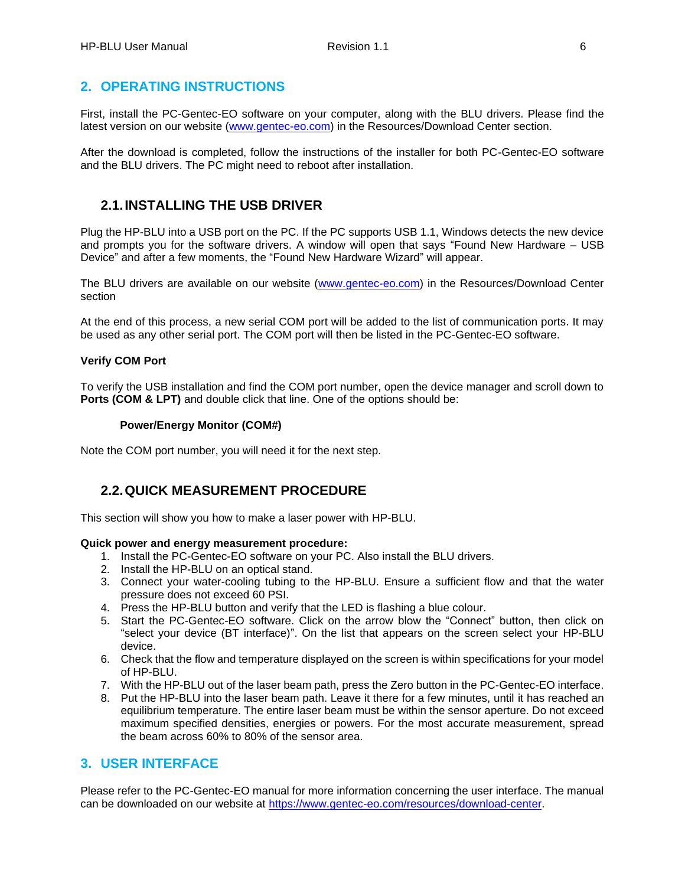## 2. OPERATING INSTRUCTIONS

First, install the PC-Gentec-EO software on your computer, along with the BLU drivers. Please find the latest version on our website (www.gentec-eo.com) in the Resources/Download Center section.

After the download is completed, follow the instructions of the installer for both PC-Gentec-EO software and the BLU drivers. The PC might need to reboot after installation.

### 2.1. INSTALLING THE USB DRIVER

Plug the HP-BLU into a USB port on the PC. If the PC supports USB 1.1, Windows detects the new device and prompts you for the software drivers. A window will open that says "Found New Hardware – USB Device" and after a few moments, the "Found New Hardware Wizard" will appear.

The BLU drivers are available on our website (www.gentec-eo.com) in the Resources/Download Center section

At the end of this process, a new serial COM port will be added to the list of communication ports. It may be used as any other serial port. The COM port will then be listed in the PC-Gentec-EO software.

**Verify COM Port**

To verify the USB installation and find the COM port number, open the device manager and scroll down to **Ports (COM & LPT)** and double click that line. One of the options should be:

**Power/Energy Monitor (COM#)**

Note the COM port number, you will need it for the next step.

### 2.2. QUICK MEASUREMENT PROCEDURE

This section will show you how to make a laser power with HP-BLU.

**Quick power and energy measurement procedure:**

1. Install the PC-Gentec-EO software on your PC. Also install the BLU drivers.
2. Install the HP-BLU on an optical stand.
3. Connect your water-cooling tubing to the HP-BLU. Ensure a sufficient flow and that the water pressure does not exceed 60 PSI.
4. Press the HP-BLU button and verify that the LED is flashing a blue colour.
5. Start the PC-Gentec-EO software. Click on the arrow blow the "Connect" button, then click on "select your device (BT interface)". On the list that appears on the screen select your HP-BLU device.
6. Check that the flow and temperature displayed on the screen is within specifications for your model of HP-BLU.
7. With the HP-BLU out of the laser beam path, press the Zero button in the PC-Gentec-EO interface.
8. Put the HP-BLU into the laser beam path. Leave it there for a few minutes, until it has reached an equilibrium temperature. The entire laser beam must be within the sensor aperture. Do not exceed maximum specified densities, energies or powers. For the most accurate measurement, spread the beam across 60% to 80% of the sensor area.

## 3. USER INTERFACE

Please refer to the PC-Gentec-EO manual for more information concerning the user interface. The manual can be downloaded on our website at https://www.gentec-eo.com/resources/download-center.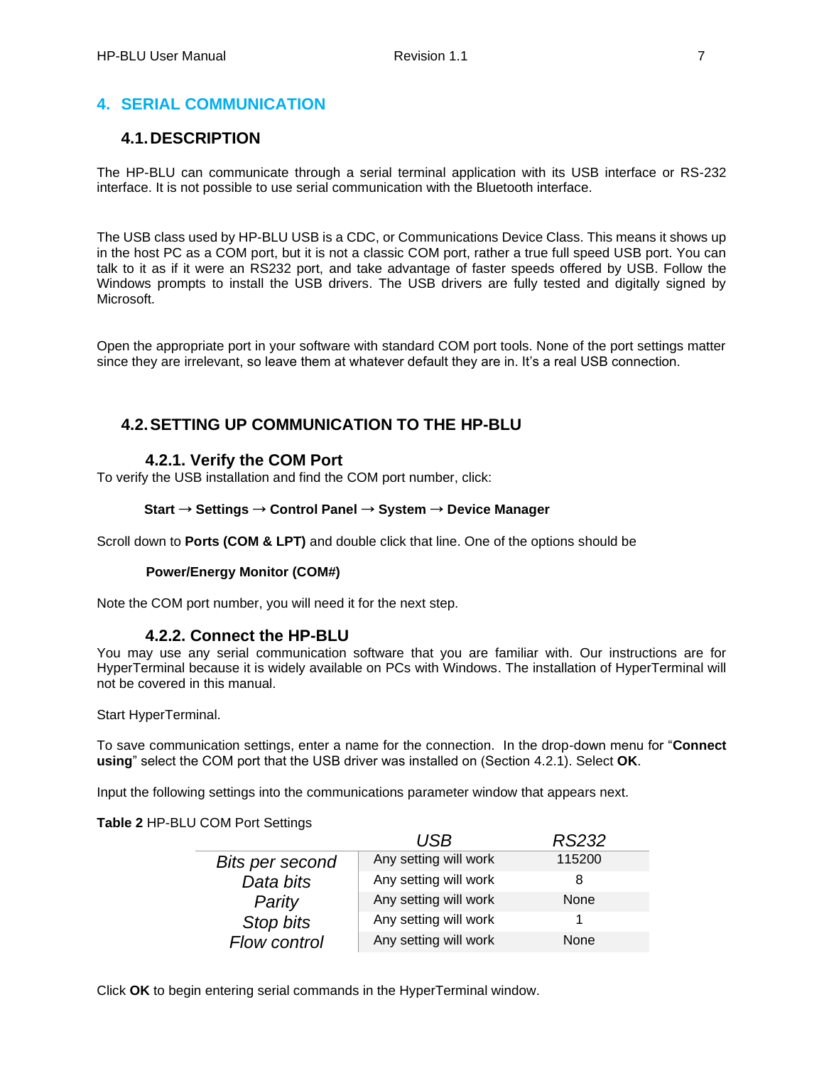# 4. SERIAL COMMUNICATION

## 4.1. DESCRIPTION

The HP-BLU can communicate through a serial terminal application with its USB interface or RS-232 interface. It is not possible to use serial communication with the Bluetooth interface.

The USB class used by HP-BLU USB is a CDC, or Communications Device Class. This means it shows up in the host PC as a COM port, but it is not a classic COM port, rather a true full speed USB port. You can talk to it as if it were an RS232 port, and take advantage of faster speeds offered by USB. Follow the Windows prompts to install the USB drivers. The USB drivers are fully tested and digitally signed by Microsoft.

Open the appropriate port in your software with standard COM port tools. None of the port settings matter since they are irrelevant, so leave them at whatever default they are in. It's a real USB connection.

## 4.2. SETTING UP COMMUNICATION TO THE HP-BLU

### 4.2.1. Verify the COM Port

To verify the USB installation and find the COM port number, click:

**Start → Settings → Control Panel → System → Device Manager**

Scroll down to **Ports (COM & LPT)** and double click that line. One of the options should be

**Power/Energy Monitor (COM#)**

Note the COM port number, you will need it for the next step.

### 4.2.2. Connect the HP-BLU

You may use any serial communication software that you are familiar with. Our instructions are for HyperTerminal because it is widely available on PCs with Windows. The installation of HyperTerminal will not be covered in this manual.

Start HyperTerminal.

To save communication settings, enter a name for the connection. In the drop-down menu for "**Connect using**" select the COM port that the USB driver was installed on (Section 4.2.1). Select **OK**.

Input the following settings into the communications parameter window that appears next.

**Table 2** HP-BLU COM Port Settings

| | *USB* | *RS232* |
|---|---|---|
| *Bits per second* | Any setting will work | 115200 |
| *Data bits* | Any setting will work | 8 |
| *Parity* | Any setting will work | None |
| *Stop bits* | Any setting will work | 1 |
| *Flow control* | Any setting will work | None |

Click **OK** to begin entering serial commands in the HyperTerminal window.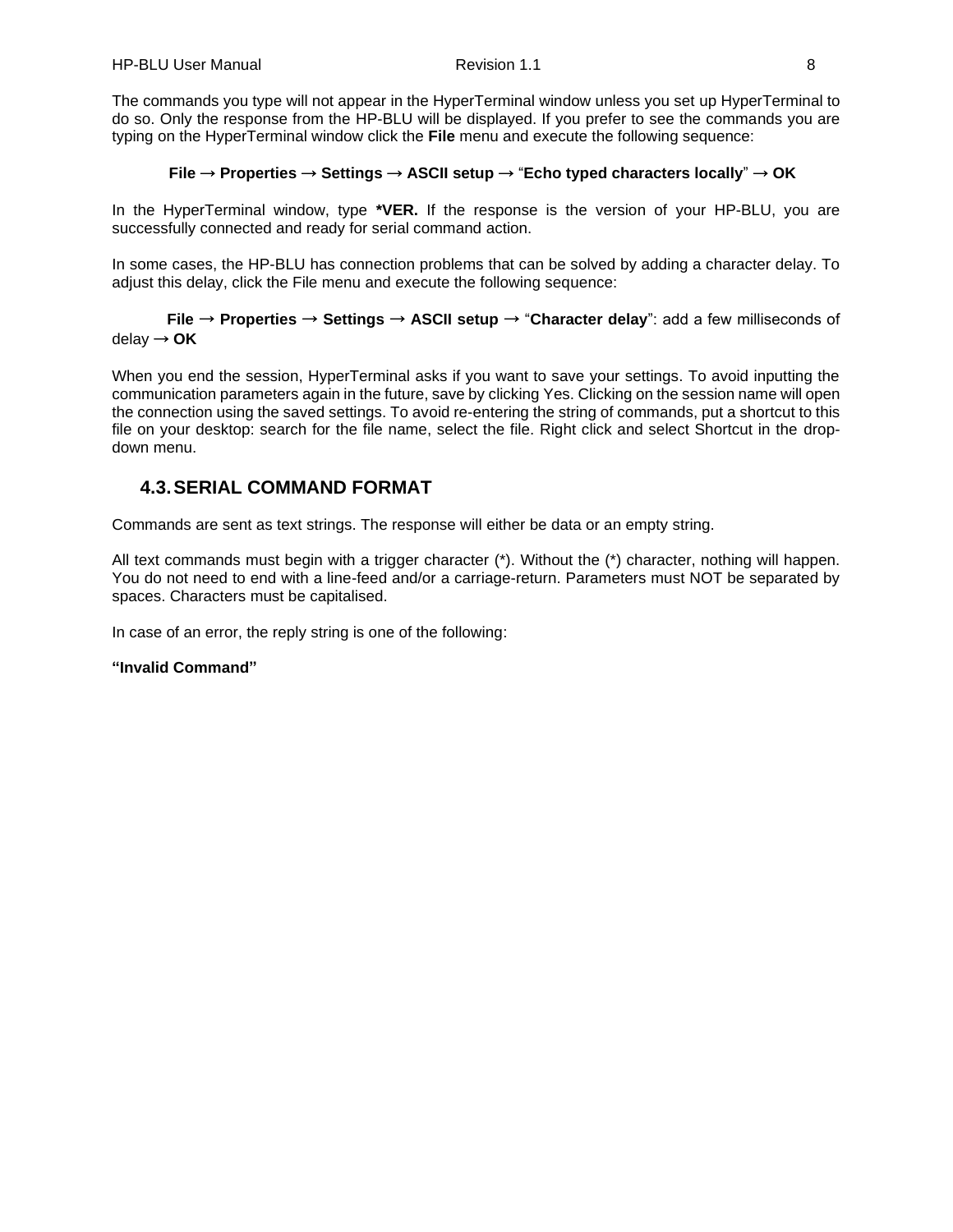The commands you type will not appear in the HyperTerminal window unless you set up HyperTerminal to do so. Only the response from the HP-BLU will be displayed. If you prefer to see the commands you are typing on the HyperTerminal window click the **File** menu and execute the following sequence:

**File → Properties → Settings → ASCII setup →** "**Echo typed characters locally**" **→ OK**

In the HyperTerminal window, type ***VER.** If the response is the version of your HP-BLU, you are successfully connected and ready for serial command action.

In some cases, the HP-BLU has connection problems that can be solved by adding a character delay. To adjust this delay, click the File menu and execute the following sequence:

**File → Properties → Settings → ASCII setup →** "**Character delay**": add a few milliseconds of delay **→ OK**

When you end the session, HyperTerminal asks if you want to save your settings. To avoid inputting the communication parameters again in the future, save by clicking Yes. Clicking on the session name will open the connection using the saved settings. To avoid re-entering the string of commands, put a shortcut to this file on your desktop: search for the file name, select the file. Right click and select Shortcut in the drop-down menu.

## 4.3. SERIAL COMMAND FORMAT

Commands are sent as text strings. The response will either be data or an empty string.

All text commands must begin with a trigger character (*). Without the (*) character, nothing will happen. You do not need to end with a line-feed and/or a carriage-return. Parameters must NOT be separated by spaces. Characters must be capitalised.

In case of an error, the reply string is one of the following:

**"Invalid Command"**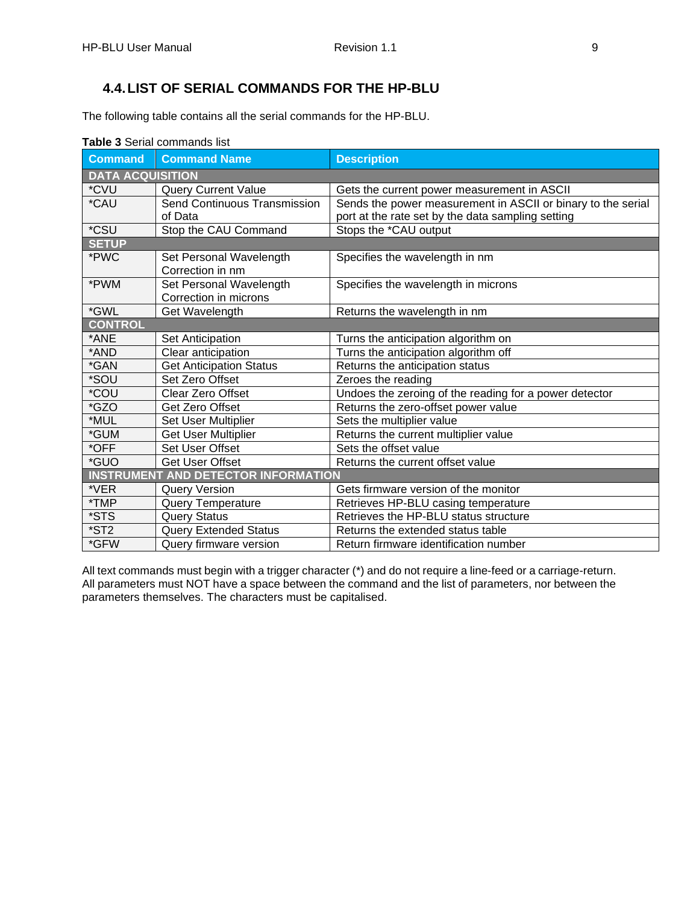## 4.4. LIST OF SERIAL COMMANDS FOR THE HP-BLU

The following table contains all the serial commands for the HP-BLU.

**Table 3** Serial commands list

| Command | Command Name | Description |
|---|---|---|
| **DATA ACQUISITION** | | |
| *CVU | Query Current Value | Gets the current power measurement in ASCII |
| *CAU | Send Continuous Transmission of Data | Sends the power measurement in ASCII or binary to the serial port at the rate set by the data sampling setting |
| *CSU | Stop the CAU Command | Stops the *CAU output |
| **SETUP** | | |
| *PWC | Set Personal Wavelength Correction in nm | Specifies the wavelength in nm |
| *PWM | Set Personal Wavelength Correction in microns | Specifies the wavelength in microns |
| *GWL | Get Wavelength | Returns the wavelength in nm |
| **CONTROL** | | |
| *ANE | Set Anticipation | Turns the anticipation algorithm on |
| *AND | Clear anticipation | Turns the anticipation algorithm off |
| *GAN | Get Anticipation Status | Returns the anticipation status |
| *SOU | Set Zero Offset | Zeroes the reading |
| *COU | Clear Zero Offset | Undoes the zeroing of the reading for a power detector |
| *GZO | Get Zero Offset | Returns the zero-offset power value |
| *MUL | Set User Multiplier | Sets the multiplier value |
| *GUM | Get User Multiplier | Returns the current multiplier value |
| *OFF | Set User Offset | Sets the offset value |
| *GUO | Get User Offset | Returns the current offset value |
| **INSTRUMENT AND DETECTOR INFORMATION** | | |
| *VER | Query Version | Gets firmware version of the monitor |
| *TMP | Query Temperature | Retrieves HP-BLU casing temperature |
| *STS | Query Status | Retrieves the HP-BLU status structure |
| *ST2 | Query Extended Status | Returns the extended status table |
| *GFW | Query firmware version | Return firmware identification number |

All text commands must begin with a trigger character (*) and do not require a line-feed or a carriage-return. All parameters must NOT have a space between the command and the list of parameters, nor between the parameters themselves. The characters must be capitalised.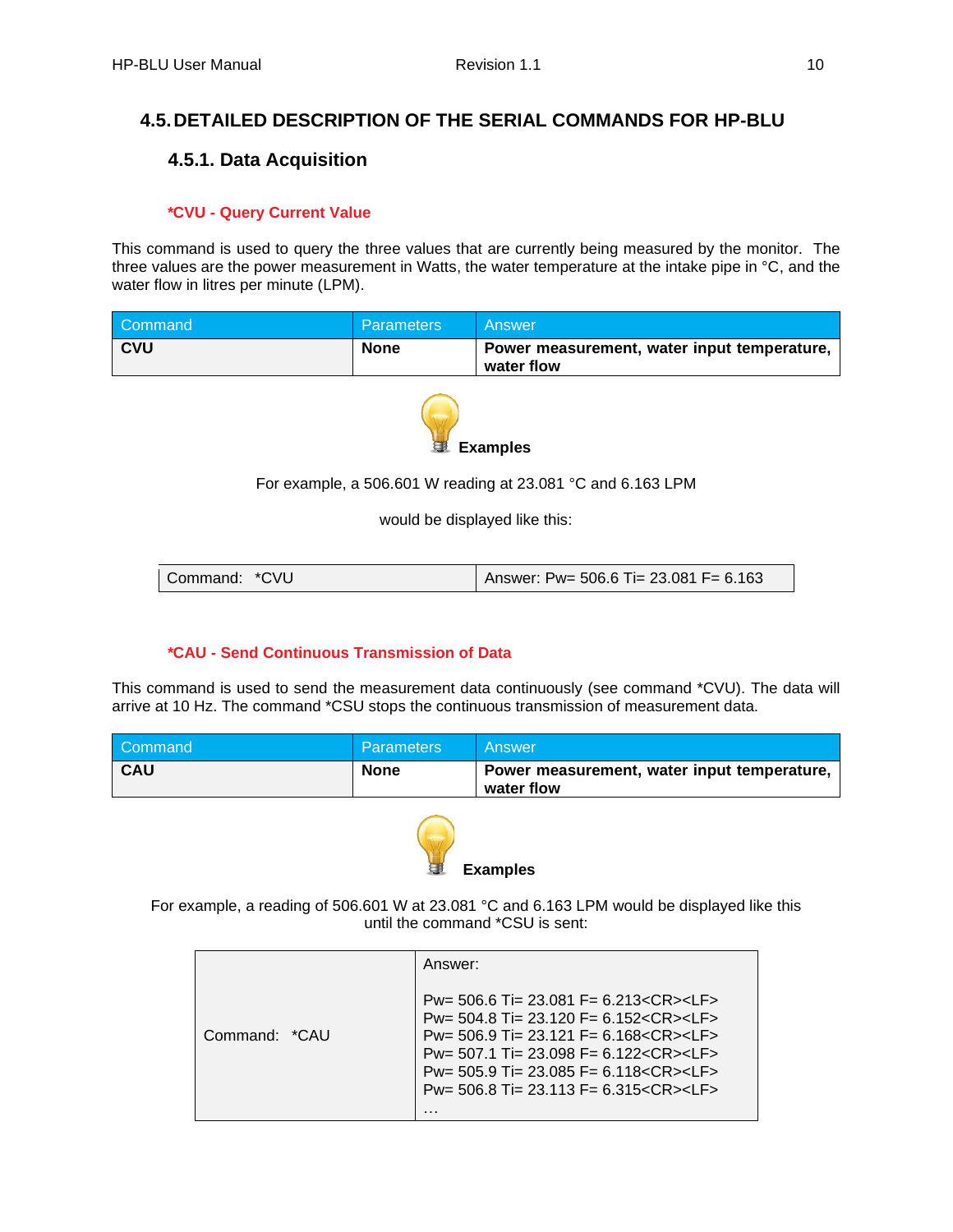## 4.5. DETAILED DESCRIPTION OF THE SERIAL COMMANDS FOR HP-BLU

### 4.5.1. Data Acquisition

#### *CVU - Query Current Value

This command is used to query the three values that are currently being measured by the monitor. The three values are the power measurement in Watts, the water temperature at the intake pipe in °C, and the water flow in litres per minute (LPM).

| Command | Parameters | Answer |
|---|---|---|
| **CVU** | **None** | **Power measurement, water input temperature, water flow** |

**Examples**

For example, a 506.601 W reading at 23.081 °C and 6.163 LPM

would be displayed like this:

| Command: *CVU | Answer: Pw= 506.6 Ti= 23.081 F= 6.163 |
|---|---|

#### *CAU - Send Continuous Transmission of Data

This command is used to send the measurement data continuously (see command *CVU). The data will arrive at 10 Hz. The command *CSU stops the continuous transmission of measurement data.

| Command | Parameters | Answer |
|---|---|---|
| **CAU** | **None** | **Power measurement, water input temperature, water flow** |

**Examples**

For example, a reading of 506.601 W at 23.081 °C and 6.163 LPM would be displayed like this until the command *CSU is sent:

| Command: *CAU | Answer:<br><br>Pw= 506.6 Ti= 23.081 F= 6.213<CR><LF><br>Pw= 504.8 Ti= 23.120 F= 6.152<CR><LF><br>Pw= 506.9 Ti= 23.121 F= 6.168<CR><LF><br>Pw= 507.1 Ti= 23.098 F= 6.122<CR><LF><br>Pw= 505.9 Ti= 23.085 F= 6.118<CR><LF><br>Pw= 506.8 Ti= 23.113 F= 6.315<CR><LF><br>… |
|---|---|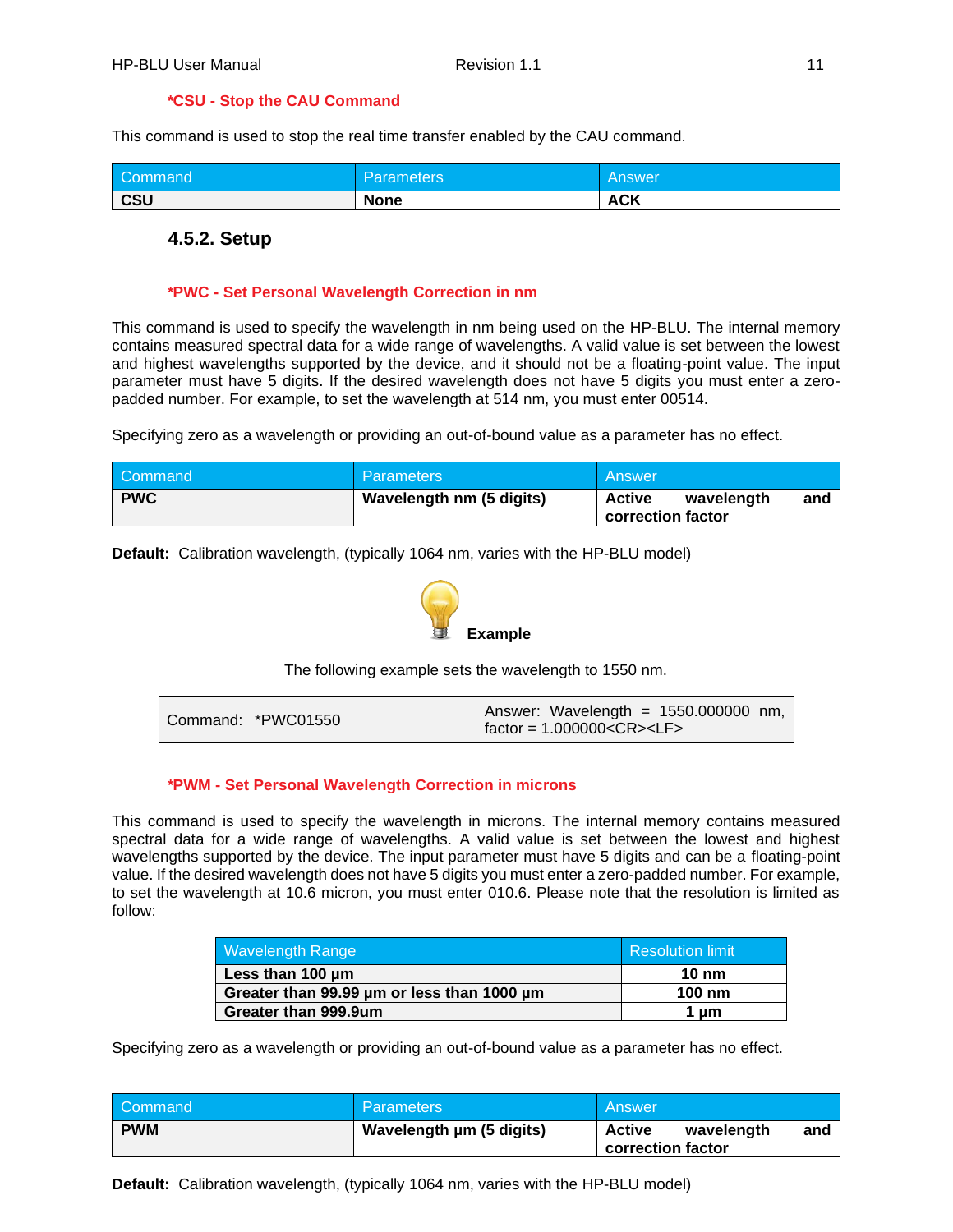### *CSU - Stop the CAU Command

This command is used to stop the real time transfer enabled by the CAU command.

| Command | Parameters | Answer |
| --- | --- | --- |
| **CSU** | **None** | **ACK** |

## 4.5.2. Setup

### *PWC - Set Personal Wavelength Correction in nm

This command is used to specify the wavelength in nm being used on the HP-BLU. The internal memory contains measured spectral data for a wide range of wavelengths. A valid value is set between the lowest and highest wavelengths supported by the device, and it should not be a floating-point value. The input parameter must have 5 digits. If the desired wavelength does not have 5 digits you must enter a zero-padded number. For example, to set the wavelength at 514 nm, you must enter 00514.

Specifying zero as a wavelength or providing an out-of-bound value as a parameter has no effect.

| Command | Parameters | Answer |
| --- | --- | --- |
| **PWC** | **Wavelength nm (5 digits)** | **Active wavelength and correction factor** |

**Default:** Calibration wavelength, (typically 1064 nm, varies with the HP-BLU model)

**Example**

The following example sets the wavelength to 1550 nm.

| Command: *PWC01550 | Answer: Wavelength = 1550.000000 nm, factor = 1.000000<CR><LF> |
| --- | --- |

### *PWM - Set Personal Wavelength Correction in microns

This command is used to specify the wavelength in microns. The internal memory contains measured spectral data for a wide range of wavelengths. A valid value is set between the lowest and highest wavelengths supported by the device. The input parameter must have 5 digits and can be a floating-point value. If the desired wavelength does not have 5 digits you must enter a zero-padded number. For example, to set the wavelength at 10.6 micron, you must enter 010.6. Please note that the resolution is limited as follow:

| Wavelength Range | Resolution limit |
| --- | --- |
| **Less than 100 µm** | **10 nm** |
| **Greater than 99.99 µm or less than 1000 µm** | **100 nm** |
| **Greater than 999.9um** | **1 µm** |

Specifying zero as a wavelength or providing an out-of-bound value as a parameter has no effect.

| Command | Parameters | Answer |
| --- | --- | --- |
| **PWM** | **Wavelength µm (5 digits)** | **Active wavelength and correction factor** |

**Default:** Calibration wavelength, (typically 1064 nm, varies with the HP-BLU model)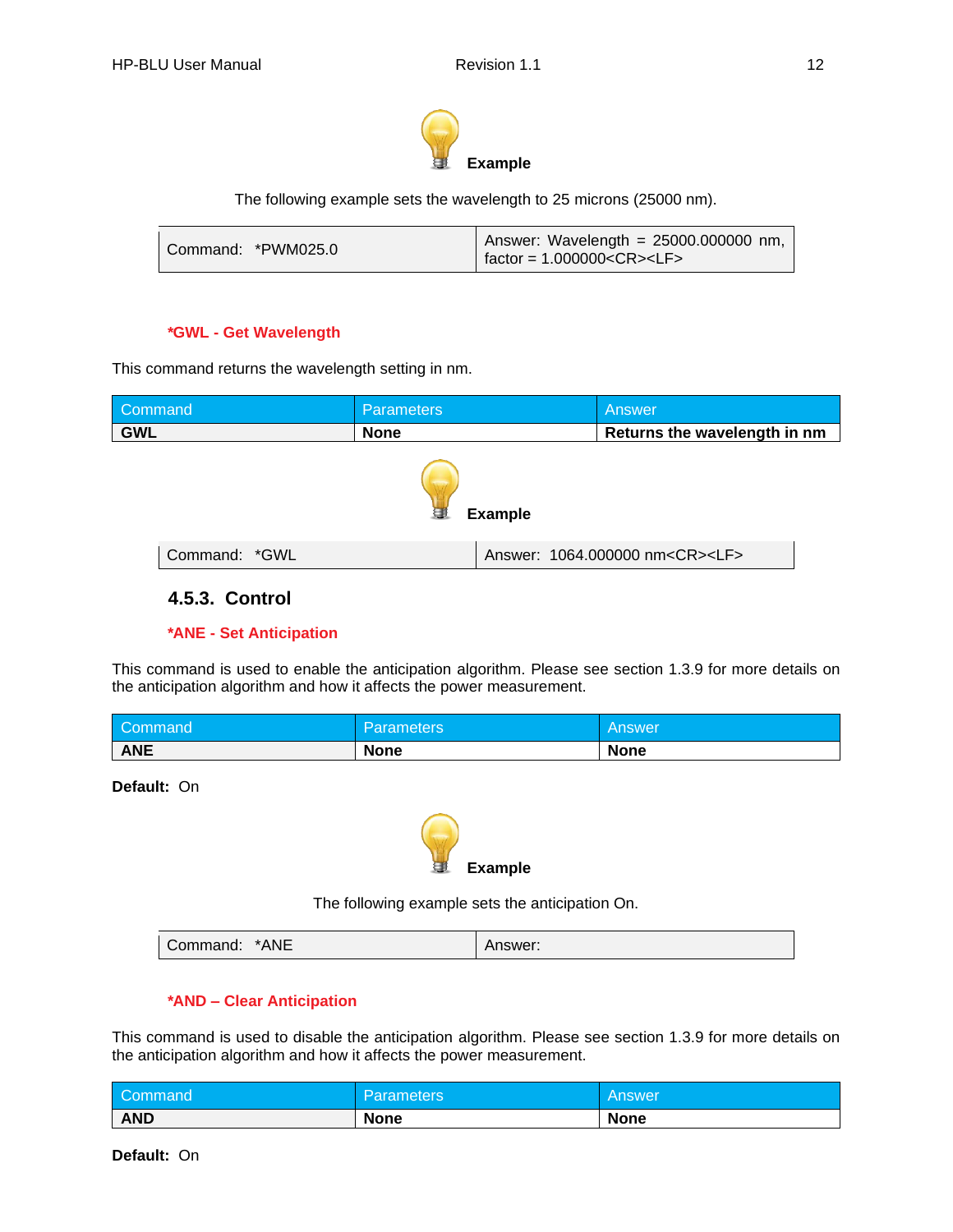**Example**

The following example sets the wavelength to 25 microns (25000 nm).

| Command: *PWM025.0 | Answer: Wavelength = 25000.000000 nm, factor = 1.000000<CR><LF> |
|---|---|

**\*GWL - Get Wavelength**

This command returns the wavelength setting in nm.

| Command | Parameters | Answer |
|---|---|---|
| **GWL** | **None** | **Returns the wavelength in nm** |

**Example**

| Command: *GWL | Answer: 1064.000000 nm<CR><LF> |
|---|---|

### 4.5.3. Control

**\*ANE - Set Anticipation**

This command is used to enable the anticipation algorithm. Please see section 1.3.9 for more details on the anticipation algorithm and how it affects the power measurement.

| Command | Parameters | Answer |
|---|---|---|
| **ANE** | **None** | **None** |

**Default:** On

**Example**

The following example sets the anticipation On.

| Command: *ANE | Answer: |
|---|---|

**\*AND – Clear Anticipation**

This command is used to disable the anticipation algorithm. Please see section 1.3.9 for more details on the anticipation algorithm and how it affects the power measurement.

| Command | Parameters | Answer |
|---|---|---|
| **AND** | **None** | **None** |

**Default:** On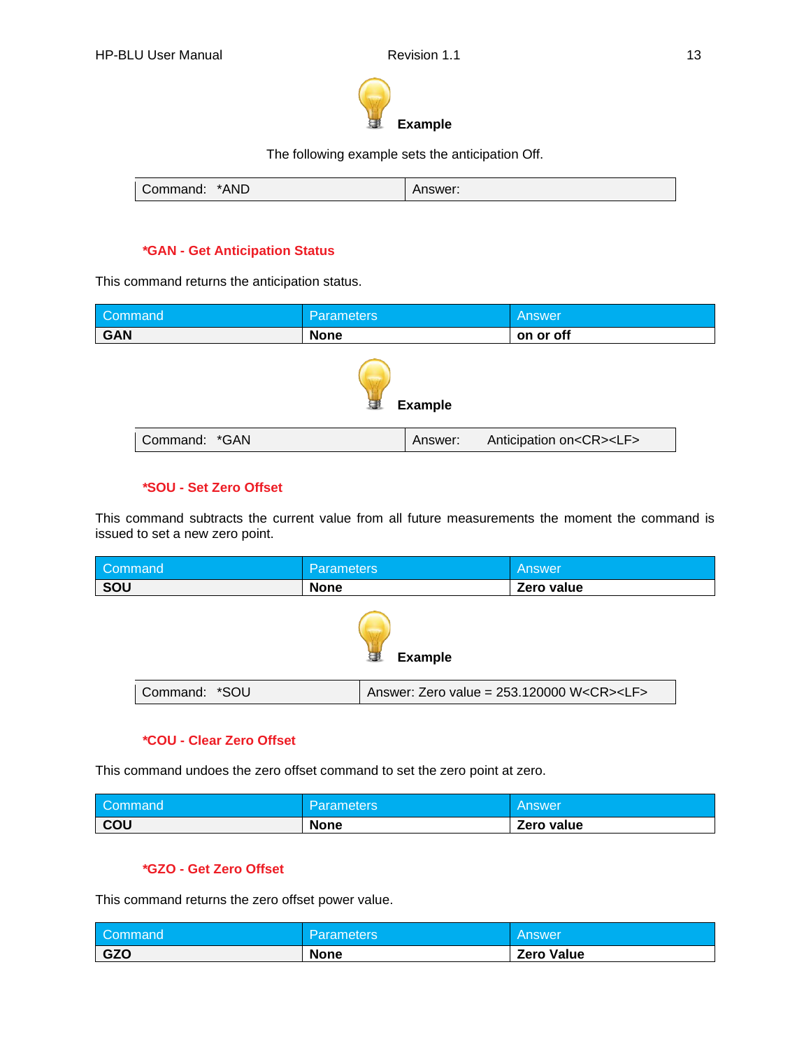**Example**

The following example sets the anticipation Off.

| Command: *AND | Answer: |
|---|---|

### *GAN - Get Anticipation Status

This command returns the anticipation status.

| Command | Parameters | Answer |
|---|---|---|
| **GAN** | **None** | **on or off** |

**Example**

| Command: *GAN | Answer: Anticipation on<CR><LF> |
|---|---|

### *SOU - Set Zero Offset

This command subtracts the current value from all future measurements the moment the command is issued to set a new zero point.

| Command | Parameters | Answer |
|---|---|---|
| **SOU** | **None** | **Zero value** |

**Example**

| Command: *SOU | Answer: Zero value = 253.120000 W<CR><LF> |
|---|---|

### *COU - Clear Zero Offset

This command undoes the zero offset command to set the zero point at zero.

| Command | Parameters | Answer |
|---|---|---|
| **COU** | **None** | **Zero value** |

### *GZO - Get Zero Offset

This command returns the zero offset power value.

| Command | Parameters | Answer |
|---|---|---|
| **GZO** | **None** | **Zero Value** |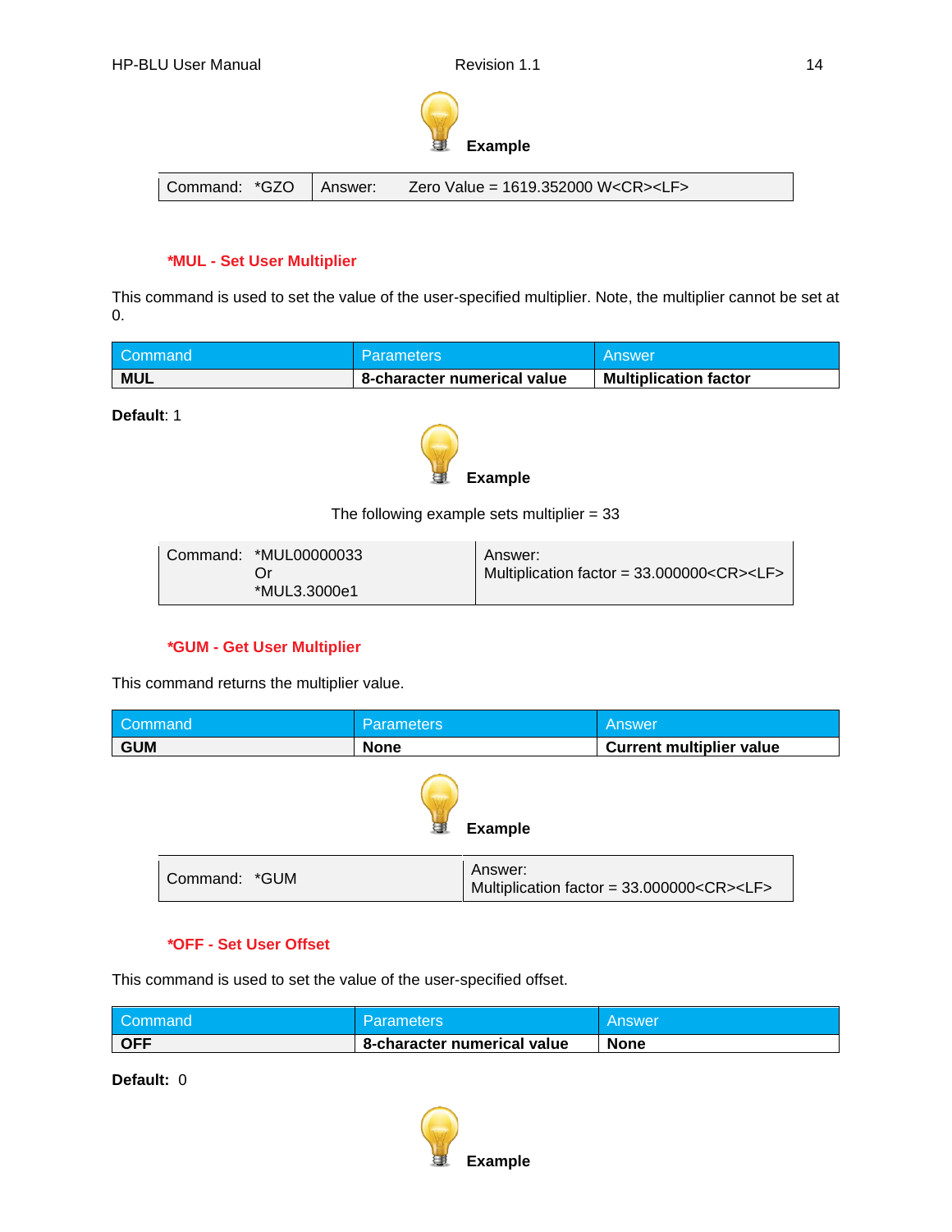**Example**

| Command: *GZO | Answer: Zero Value = 1619.352000 W<CR><LF> |
|---|---|

### *MUL - Set User Multiplier

This command is used to set the value of the user-specified multiplier. Note, the multiplier cannot be set at 0.

| Command | Parameters | Answer |
|---|---|---|
| **MUL** | **8-character numerical value** | **Multiplication factor** |

**Default**: 1

**Example**

The following example sets multiplier = 33

| Command: *MUL00000033 Or *MUL3.3000e1 | Answer: Multiplication factor = 33.000000<CR><LF> |
|---|---|

### *GUM - Get User Multiplier

This command returns the multiplier value.

| Command | Parameters | Answer |
|---|---|---|
| **GUM** | **None** | **Current multiplier value** |

**Example**

| Command: *GUM | Answer: Multiplication factor = 33.000000<CR><LF> |
|---|---|

### *OFF - Set User Offset

This command is used to set the value of the user-specified offset.

| Command | Parameters | Answer |
|---|---|---|
| **OFF** | **8-character numerical value** | **None** |

**Default:** 0

**Example**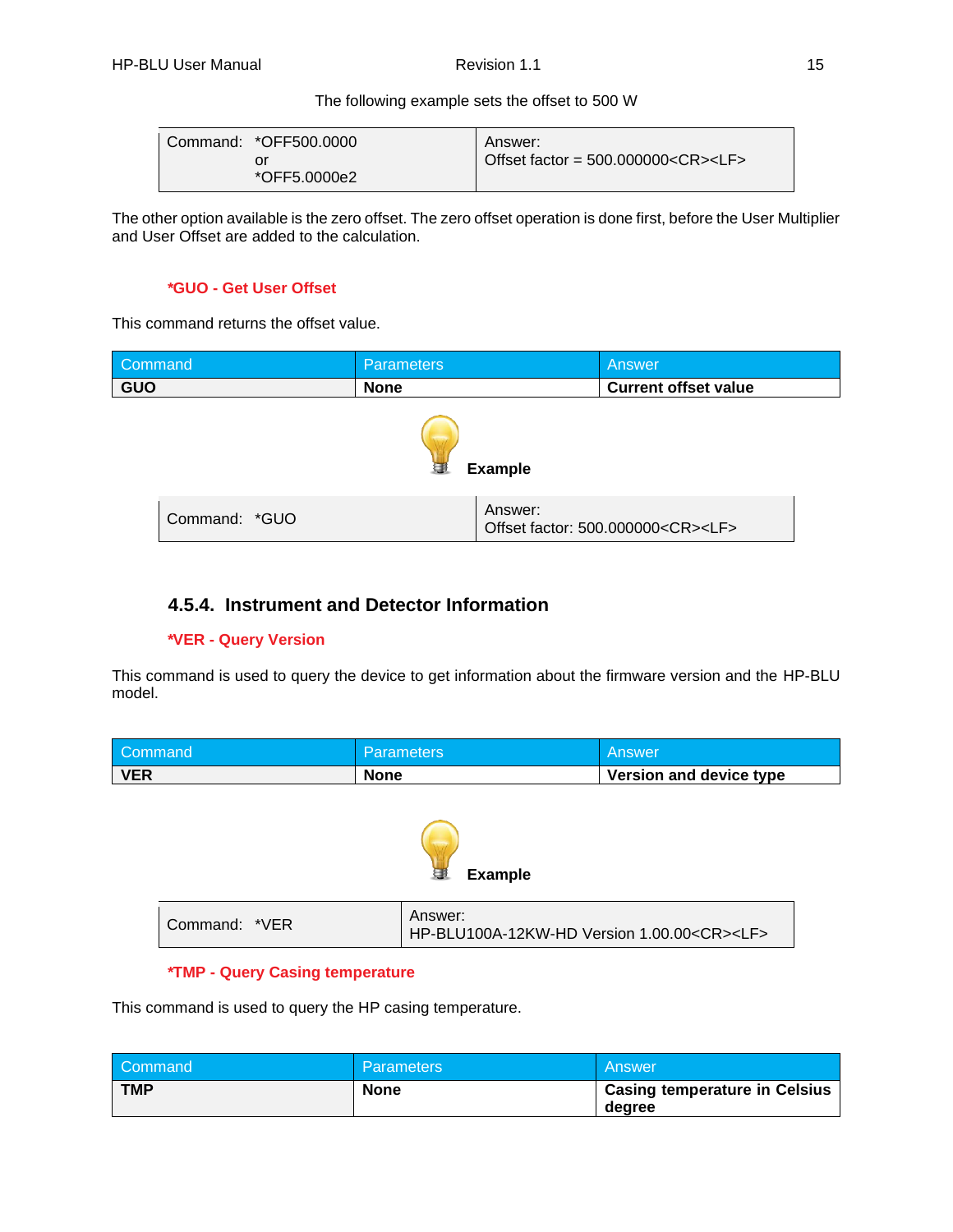The following example sets the offset to 500 W

| Command: *OFF500.0000<br>or<br>*OFF5.0000e2 | Answer:<br>Offset factor = 500.000000<CR><LF> |
|---|---|

The other option available is the zero offset. The zero offset operation is done first, before the User Multiplier and User Offset are added to the calculation.

#### *GUO - Get User Offset

This command returns the offset value.

| Command | Parameters | Answer |
|---|---|---|
| **GUO** | **None** | **Current offset value** |

**Example**

| Command: *GUO | Answer:<br>Offset factor: 500.000000<CR><LF> |
|---|---|

### 4.5.4. Instrument and Detector Information

#### *VER - Query Version

This command is used to query the device to get information about the firmware version and the HP-BLU model.

| Command | Parameters | Answer |
|---|---|---|
| **VER** | **None** | **Version and device type** |

**Example**

| Command: *VER | Answer:<br>HP-BLU100A-12KW-HD Version 1.00.00<CR><LF> |
|---|---|

#### *TMP - Query Casing temperature

This command is used to query the HP casing temperature.

| Command | Parameters | Answer |
|---|---|---|
| **TMP** | **None** | **Casing temperature in Celsius degree** |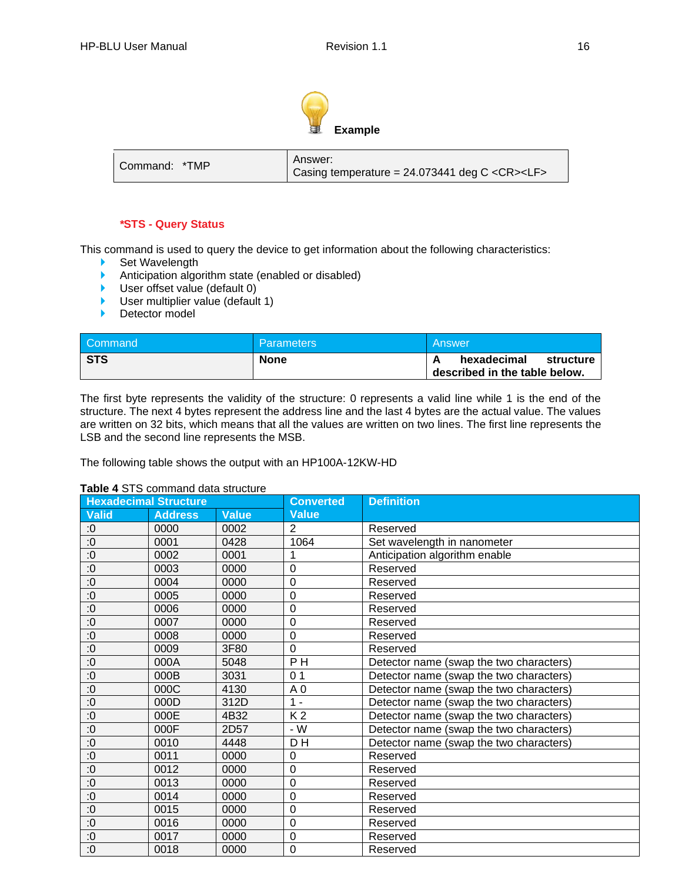**Example**

| Command: *TMP | Answer: Casing temperature = 24.073441 deg C <CR><LF> |
|---|---|

## *STS - Query Status

This command is used to query the device to get information about the following characteristics:

- Set Wavelength
- Anticipation algorithm state (enabled or disabled)
- User offset value (default 0)
- User multiplier value (default 1)
- Detector model

| Command | Parameters | Answer |
|---|---|---|
| **STS** | **None** | **A hexadecimal structure described in the table below.** |

The first byte represents the validity of the structure: 0 represents a valid line while 1 is the end of the structure. The next 4 bytes represent the address line and the last 4 bytes are the actual value. The values are written on 32 bits, which means that all the values are written on two lines. The first line represents the LSB and the second line represents the MSB.

The following table shows the output with an HP100A-12KW-HD

**Table 4** STS command data structure

| Hexadecimal Structure | | | Converted Value | Definition |
|---|---|---|---|---|
| Valid | Address | Value | | |
| :0 | 0000 | 0002 | 2 | Reserved |
| :0 | 0001 | 0428 | 1064 | Set wavelength in nanometer |
| :0 | 0002 | 0001 | 1 | Anticipation algorithm enable |
| :0 | 0003 | 0000 | 0 | Reserved |
| :0 | 0004 | 0000 | 0 | Reserved |
| :0 | 0005 | 0000 | 0 | Reserved |
| :0 | 0006 | 0000 | 0 | Reserved |
| :0 | 0007 | 0000 | 0 | Reserved |
| :0 | 0008 | 0000 | 0 | Reserved |
| :0 | 0009 | 3F80 | 0 | Reserved |
| :0 | 000A | 5048 | P H | Detector name (swap the two characters) |
| :0 | 000B | 3031 | 0 1 | Detector name (swap the two characters) |
| :0 | 000C | 4130 | A 0 | Detector name (swap the two characters) |
| :0 | 000D | 312D | 1 - | Detector name (swap the two characters) |
| :0 | 000E | 4B32 | K 2 | Detector name (swap the two characters) |
| :0 | 000F | 2D57 | - W | Detector name (swap the two characters) |
| :0 | 0010 | 4448 | D H | Detector name (swap the two characters) |
| :0 | 0011 | 0000 | 0 | Reserved |
| :0 | 0012 | 0000 | 0 | Reserved |
| :0 | 0013 | 0000 | 0 | Reserved |
| :0 | 0014 | 0000 | 0 | Reserved |
| :0 | 0015 | 0000 | 0 | Reserved |
| :0 | 0016 | 0000 | 0 | Reserved |
| :0 | 0017 | 0000 | 0 | Reserved |
| :0 | 0018 | 0000 | 0 | Reserved |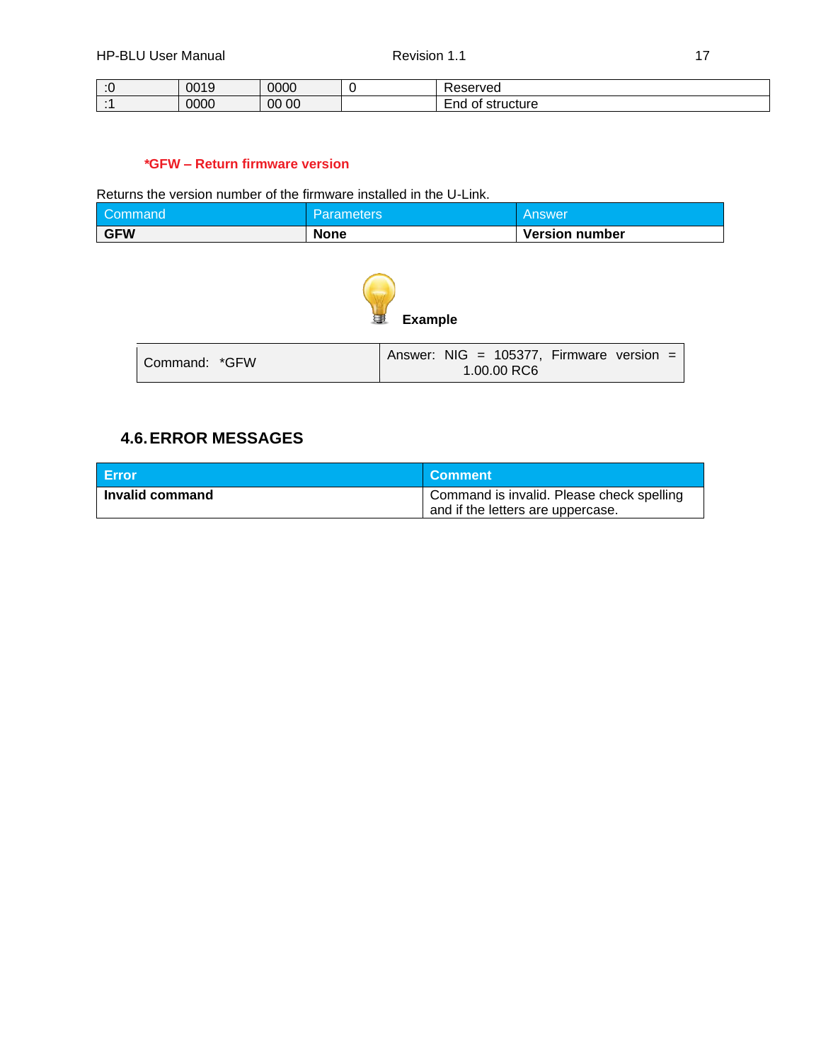| :0 | 0019 | 0000 | 0 | Reserved |
|---|---|---|---|---|
| :1 | 0000 | 00 00 | | End of structure |

**\*GFW – Return firmware version**

Returns the version number of the firmware installed in the U-Link.

| Command | Parameters | Answer |
|---|---|---|
| **GFW** | **None** | **Version number** |

**Example**

| Command: *GFW | Answer: NIG = 105377, Firmware version = 1.00.00 RC6 |
|---|---|

## 4.6. ERROR MESSAGES

| Error | Comment |
|---|---|
| **Invalid command** | Command is invalid. Please check spelling and if the letters are uppercase. |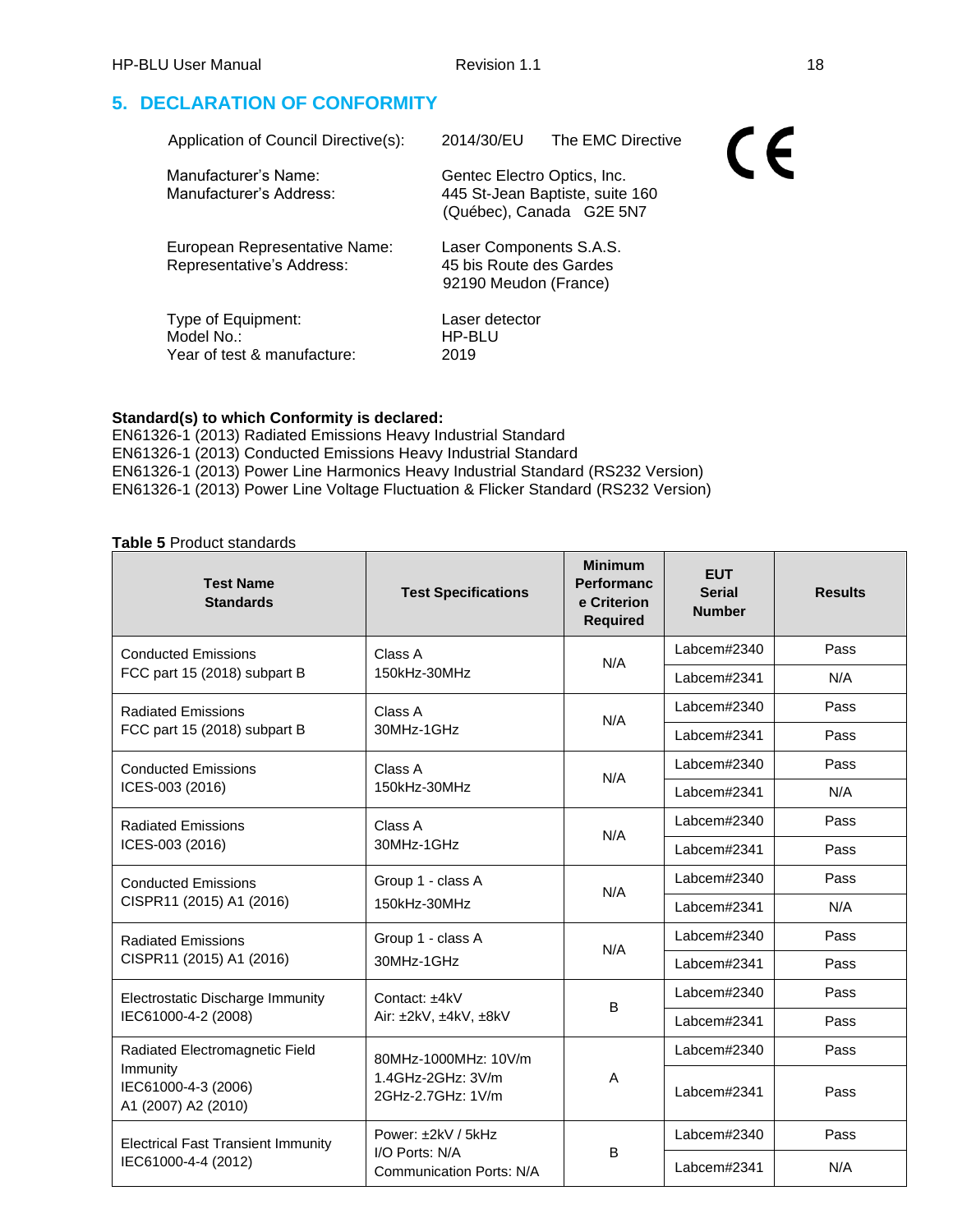## 5. DECLARATION OF CONFORMITY

CE

| | |
|---|---|
| Application of Council Directive(s): | 2014/30/EU The EMC Directive |
| Manufacturer's Name:<br>Manufacturer's Address: | Gentec Electro Optics, Inc.<br>445 St-Jean Baptiste, suite 160<br>(Québec), Canada G2E 5N7 |
| European Representative Name:<br>Representative's Address: | Laser Components S.A.S.<br>45 bis Route des Gardes<br>92190 Meudon (France) |
| Type of Equipment:<br>Model No.:<br>Year of test & manufacture: | Laser detector<br>HP-BLU<br>2019 |

**Standard(s) to which Conformity is declared:**
EN61326-1 (2013) Radiated Emissions Heavy Industrial Standard
EN61326-1 (2013) Conducted Emissions Heavy Industrial Standard
EN61326-1 (2013) Power Line Harmonics Heavy Industrial Standard (RS232 Version)
EN61326-1 (2013) Power Line Voltage Fluctuation & Flicker Standard (RS232 Version)

**Table 5** Product standards

| Test Name Standards | Test Specifications | Minimum Performance Criterion Required | EUT Serial Number | Results |
|---|---|---|---|---|
| Conducted Emissions FCC part 15 (2018) subpart B | Class A 150kHz-30MHz | N/A | Labcem#2340 | Pass |
| | | | Labcem#2341 | N/A |
| Radiated Emissions FCC part 15 (2018) subpart B | Class A 30MHz-1GHz | N/A | Labcem#2340 | Pass |
| | | | Labcem#2341 | Pass |
| Conducted Emissions ICES-003 (2016) | Class A 150kHz-30MHz | N/A | Labcem#2340 | Pass |
| | | | Labcem#2341 | N/A |
| Radiated Emissions ICES-003 (2016) | Class A 30MHz-1GHz | N/A | Labcem#2340 | Pass |
| | | | Labcem#2341 | Pass |
| Conducted Emissions CISPR11 (2015) A1 (2016) | Group 1 - class A 150kHz-30MHz | N/A | Labcem#2340 | Pass |
| | | | Labcem#2341 | N/A |
| Radiated Emissions CISPR11 (2015) A1 (2016) | Group 1 - class A 30MHz-1GHz | N/A | Labcem#2340 | Pass |
| | | | Labcem#2341 | Pass |
| Electrostatic Discharge Immunity IEC61000-4-2 (2008) | Contact: ±4kV Air: ±2kV, ±4kV, ±8kV | B | Labcem#2340 | Pass |
| | | | Labcem#2341 | Pass |
| Radiated Electromagnetic Field Immunity IEC61000-4-3 (2006) A1 (2007) A2 (2010) | 80MHz-1000MHz: 10V/m 1.4GHz-2GHz: 3V/m 2GHz-2.7GHz: 1V/m | A | Labcem#2340 | Pass |
| | | | Labcem#2341 | Pass |
| Electrical Fast Transient Immunity IEC61000-4-4 (2012) | Power: ±2kV / 5kHz I/O Ports: N/A Communication Ports: N/A | B | Labcem#2340 | Pass |
| | | | Labcem#2341 | N/A |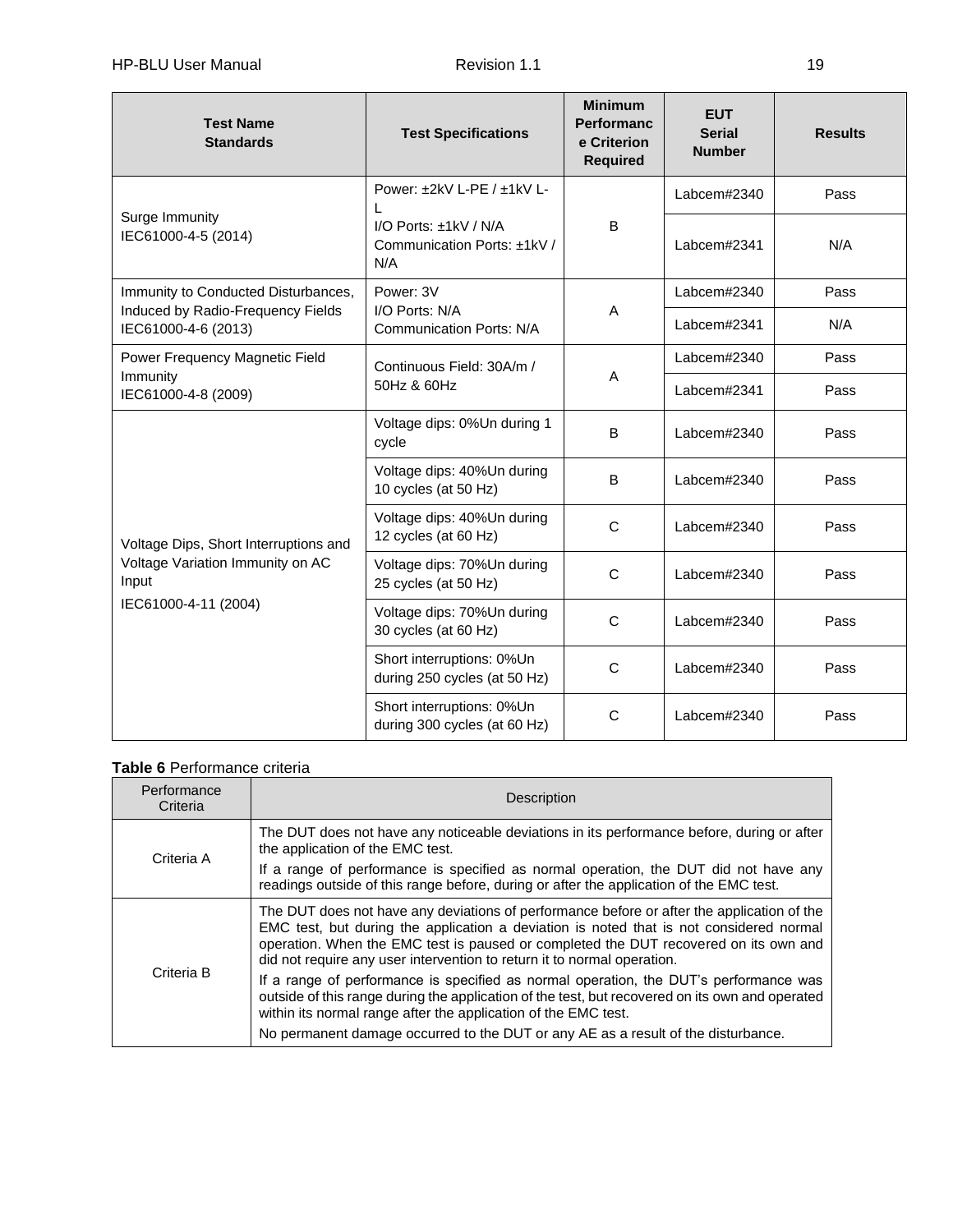| Test Name<br>Standards | Test Specifications | Minimum Performance Criterion Required | EUT Serial Number | Results |
|---|---|---|---|---|
| Surge Immunity<br>IEC61000-4-5 (2014) | Power: ±2kV L-PE / ±1kV L-L<br>I/O Ports: ±1kV / N/A<br>Communication Ports: ±1kV / N/A | B | Labcem#2340 | Pass |
| | | | Labcem#2341 | N/A |
| Immunity to Conducted Disturbances, Induced by Radio-Frequency Fields<br>IEC61000-4-6 (2013) | Power: 3V<br>I/O Ports: N/A<br>Communication Ports: N/A | A | Labcem#2340 | Pass |
| | | | Labcem#2341 | N/A |
| Power Frequency Magnetic Field Immunity<br>IEC61000-4-8 (2009) | Continuous Field: 30A/m / 50Hz & 60Hz | A | Labcem#2340 | Pass |
| | | | Labcem#2341 | Pass |
| Voltage Dips, Short Interruptions and Voltage Variation Immunity on AC Input<br>IEC61000-4-11 (2004) | Voltage dips: 0%Un during 1 cycle | B | Labcem#2340 | Pass |
| | Voltage dips: 40%Un during 10 cycles (at 50 Hz) | B | Labcem#2340 | Pass |
| | Voltage dips: 40%Un during 12 cycles (at 60 Hz) | C | Labcem#2340 | Pass |
| | Voltage dips: 70%Un during 25 cycles (at 50 Hz) | C | Labcem#2340 | Pass |
| | Voltage dips: 70%Un during 30 cycles (at 60 Hz) | C | Labcem#2340 | Pass |
| | Short interruptions: 0%Un during 250 cycles (at 50 Hz) | C | Labcem#2340 | Pass |
| | Short interruptions: 0%Un during 300 cycles (at 60 Hz) | C | Labcem#2340 | Pass |

**Table 6** Performance criteria

| Performance Criteria | Description |
|---|---|
| Criteria A | The DUT does not have any noticeable deviations in its performance before, during or after the application of the EMC test.<br>If a range of performance is specified as normal operation, the DUT did not have any readings outside of this range before, during or after the application of the EMC test. |
| Criteria B | The DUT does not have any deviations of performance before or after the application of the EMC test, but during the application a deviation is noted that is not considered normal operation. When the EMC test is paused or completed the DUT recovered on its own and did not require any user intervention to return it to normal operation.<br>If a range of performance is specified as normal operation, the DUT's performance was outside of this range during the application of the test, but recovered on its own and operated within its normal range after the application of the EMC test.<br>No permanent damage occurred to the DUT or any AE as a result of the disturbance. |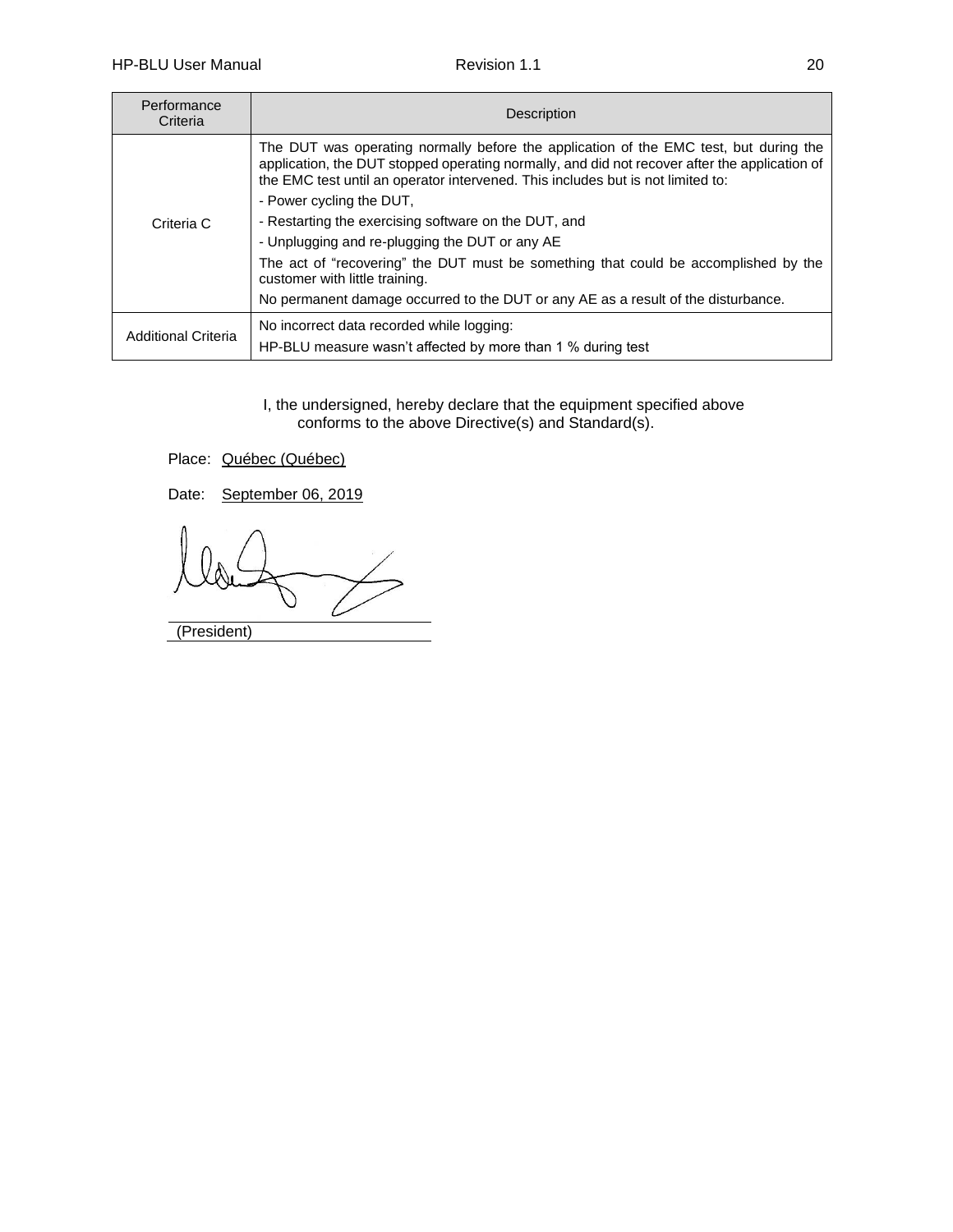| Performance Criteria | Description |
|---|---|
| Criteria C | The DUT was operating normally before the application of the EMC test, but during the application, the DUT stopped operating normally, and did not recover after the application of the EMC test until an operator intervened. This includes but is not limited to:<br>- Power cycling the DUT,<br>- Restarting the exercising software on the DUT, and<br>- Unplugging and re-plugging the DUT or any AE<br>The act of "recovering" the DUT must be something that could be accomplished by the customer with little training.<br>No permanent damage occurred to the DUT or any AE as a result of the disturbance. |
| Additional Criteria | No incorrect data recorded while logging:<br>HP-BLU measure wasn't affected by more than 1 % during test |

I, the undersigned, hereby declare that the equipment specified above conforms to the above Directive(s) and Standard(s).

Place: Québec (Québec)

Date: September 06, 2019

(President)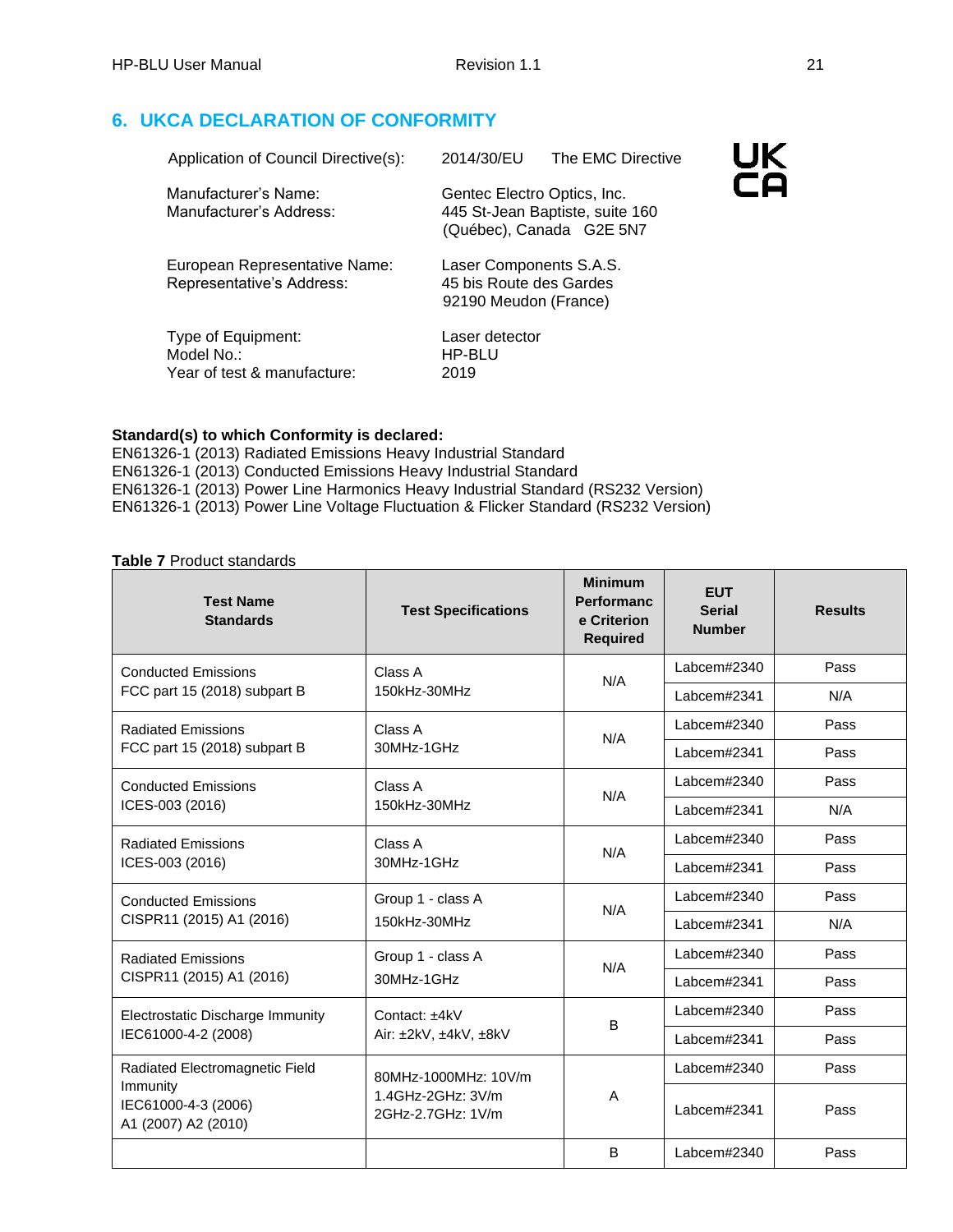## 6. UKCA DECLARATION OF CONFORMITY

UK CA

| | |
|---|---|
| Application of Council Directive(s): | 2014/30/EU The EMC Directive |
| Manufacturer's Name:<br>Manufacturer's Address: | Gentec Electro Optics, Inc.<br>445 St-Jean Baptiste, suite 160<br>(Québec), Canada G2E 5N7 |
| European Representative Name:<br>Representative's Address: | Laser Components S.A.S.<br>45 bis Route des Gardes<br>92190 Meudon (France) |
| Type of Equipment:<br>Model No.:<br>Year of test & manufacture: | Laser detector<br>HP-BLU<br>2019 |

**Standard(s) to which Conformity is declared:**
EN61326-1 (2013) Radiated Emissions Heavy Industrial Standard
EN61326-1 (2013) Conducted Emissions Heavy Industrial Standard
EN61326-1 (2013) Power Line Harmonics Heavy Industrial Standard (RS232 Version)
EN61326-1 (2013) Power Line Voltage Fluctuation & Flicker Standard (RS232 Version)

**Table 7** Product standards

| Test Name Standards | Test Specifications | Minimum Performance Criterion Required | EUT Serial Number | Results |
|---|---|---|---|---|
| Conducted Emissions<br>FCC part 15 (2018) subpart B | Class A<br>150kHz-30MHz | N/A | Labcem#2340 | Pass |
| | | | Labcem#2341 | N/A |
| Radiated Emissions<br>FCC part 15 (2018) subpart B | Class A<br>30MHz-1GHz | N/A | Labcem#2340 | Pass |
| | | | Labcem#2341 | Pass |
| Conducted Emissions<br>ICES-003 (2016) | Class A<br>150kHz-30MHz | N/A | Labcem#2340 | Pass |
| | | | Labcem#2341 | N/A |
| Radiated Emissions<br>ICES-003 (2016) | Class A<br>30MHz-1GHz | N/A | Labcem#2340 | Pass |
| | | | Labcem#2341 | Pass |
| Conducted Emissions<br>CISPR11 (2015) A1 (2016) | Group 1 - class A<br>150kHz-30MHz | N/A | Labcem#2340 | Pass |
| | | | Labcem#2341 | N/A |
| Radiated Emissions<br>CISPR11 (2015) A1 (2016) | Group 1 - class A<br>30MHz-1GHz | N/A | Labcem#2340 | Pass |
| | | | Labcem#2341 | Pass |
| Electrostatic Discharge Immunity<br>IEC61000-4-2 (2008) | Contact: ±4kV<br>Air: ±2kV, ±4kV, ±8kV | B | Labcem#2340 | Pass |
| | | | Labcem#2341 | Pass |
| Radiated Electromagnetic Field Immunity<br>IEC61000-4-3 (2006)<br>A1 (2007) A2 (2010) | 80MHz-1000MHz: 10V/m<br>1.4GHz-2GHz: 3V/m<br>2GHz-2.7GHz: 1V/m | A | Labcem#2340 | Pass |
| | | | Labcem#2341 | Pass |
| | | B | Labcem#2340 | Pass |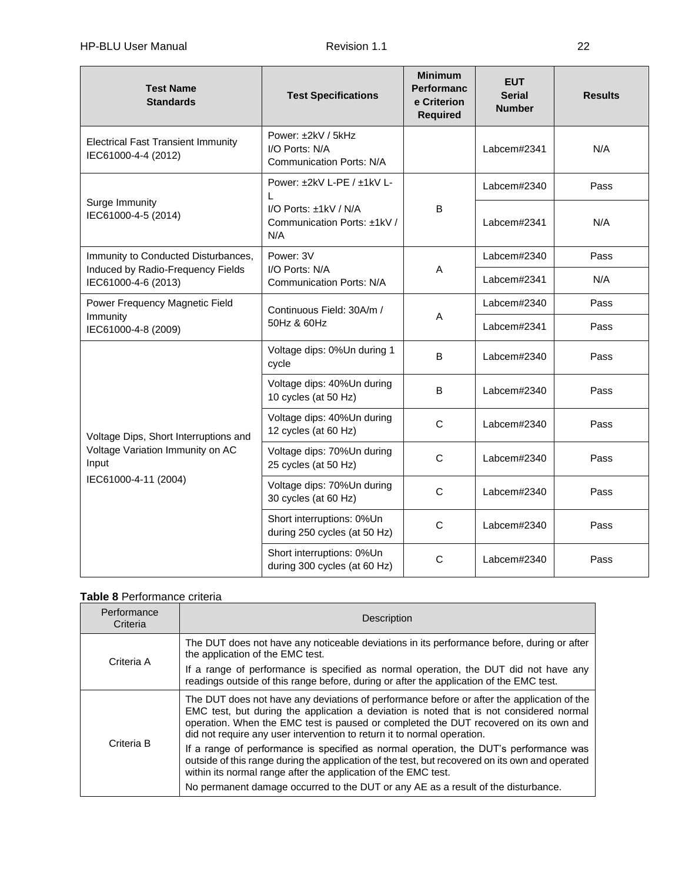| Test Name<br>Standards | Test Specifications | Minimum Performance Criterion Required | EUT Serial Number | Results |
|---|---|---|---|---|
| Electrical Fast Transient Immunity<br>IEC61000-4-4 (2012) | Power: ±2kV / 5kHz<br>I/O Ports: N/A<br>Communication Ports: N/A | | Labcem#2341 | N/A |
| Surge Immunity<br>IEC61000-4-5 (2014) | Power: ±2kV L-PE / ±1kV L-L<br>I/O Ports: ±1kV / N/A<br>Communication Ports: ±1kV / N/A | B | Labcem#2340 | Pass |
| | | | Labcem#2341 | N/A |
| Immunity to Conducted Disturbances, Induced by Radio-Frequency Fields<br>IEC61000-4-6 (2013) | Power: 3V<br>I/O Ports: N/A<br>Communication Ports: N/A | A | Labcem#2340 | Pass |
| | | | Labcem#2341 | N/A |
| Power Frequency Magnetic Field Immunity<br>IEC61000-4-8 (2009) | Continuous Field: 30A/m / 50Hz & 60Hz | A | Labcem#2340 | Pass |
| | | | Labcem#2341 | Pass |
| Voltage Dips, Short Interruptions and Voltage Variation Immunity on AC Input<br>IEC61000-4-11 (2004) | Voltage dips: 0%Un during 1 cycle | B | Labcem#2340 | Pass |
| | Voltage dips: 40%Un during 10 cycles (at 50 Hz) | B | Labcem#2340 | Pass |
| | Voltage dips: 40%Un during 12 cycles (at 60 Hz) | C | Labcem#2340 | Pass |
| | Voltage dips: 70%Un during 25 cycles (at 50 Hz) | C | Labcem#2340 | Pass |
| | Voltage dips: 70%Un during 30 cycles (at 60 Hz) | C | Labcem#2340 | Pass |
| | Short interruptions: 0%Un during 250 cycles (at 50 Hz) | C | Labcem#2340 | Pass |
| | Short interruptions: 0%Un during 300 cycles (at 60 Hz) | C | Labcem#2340 | Pass |

**Table 8** Performance criteria

| Performance Criteria | Description |
|---|---|
| Criteria A | The DUT does not have any noticeable deviations in its performance before, during or after the application of the EMC test.<br>If a range of performance is specified as normal operation, the DUT did not have any readings outside of this range before, during or after the application of the EMC test. |
| Criteria B | The DUT does not have any deviations of performance before or after the application of the EMC test, but during the application a deviation is noted that is not considered normal operation. When the EMC test is paused or completed the DUT recovered on its own and did not require any user intervention to return it to normal operation.<br>If a range of performance is specified as normal operation, the DUT's performance was outside of this range during the application of the test, but recovered on its own and operated within its normal range after the application of the EMC test.<br>No permanent damage occurred to the DUT or any AE as a result of the disturbance. |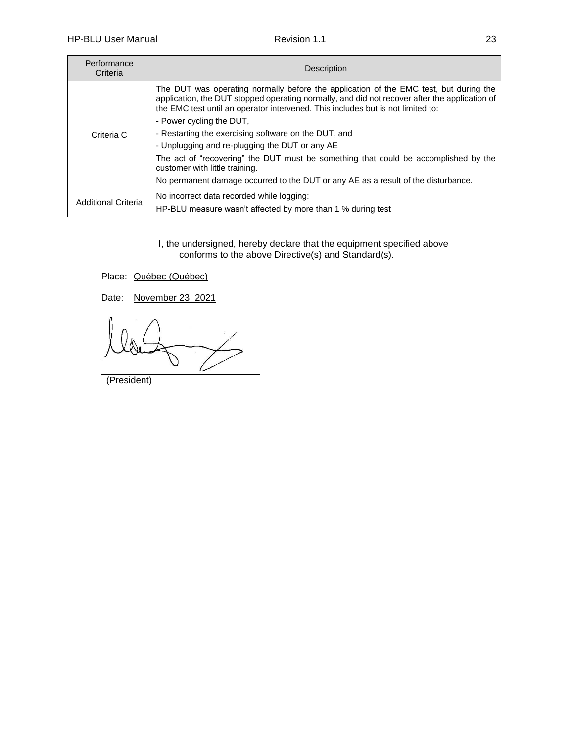| Performance Criteria | Description |
| --- | --- |
| Criteria C | The DUT was operating normally before the application of the EMC test, but during the application, the DUT stopped operating normally, and did not recover after the application of the EMC test until an operator intervened. This includes but is not limited to:<br>- Power cycling the DUT,<br>- Restarting the exercising software on the DUT, and<br>- Unplugging and re-plugging the DUT or any AE<br>The act of "recovering" the DUT must be something that could be accomplished by the customer with little training.<br>No permanent damage occurred to the DUT or any AE as a result of the disturbance. |
| Additional Criteria | No incorrect data recorded while logging:<br>HP-BLU measure wasn't affected by more than 1 % during test |

I, the undersigned, hereby declare that the equipment specified above conforms to the above Directive(s) and Standard(s).

Place: Québec (Québec)

Date: November 23, 2021

(President)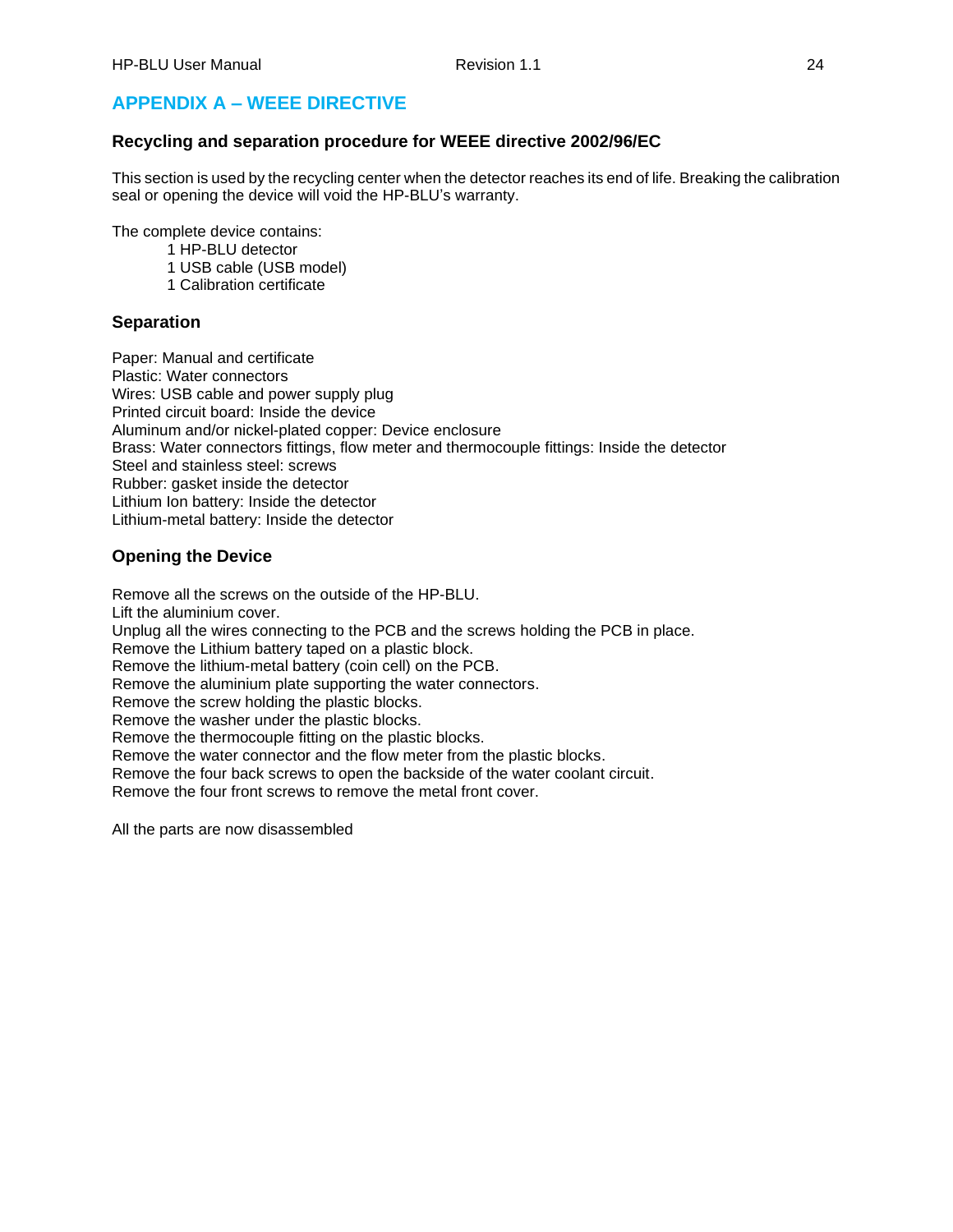## APPENDIX A – WEEE DIRECTIVE

### Recycling and separation procedure for WEEE directive 2002/96/EC

This section is used by the recycling center when the detector reaches its end of life. Breaking the calibration seal or opening the device will void the HP-BLU's warranty.

The complete device contains:

- 1 HP-BLU detector
- 1 USB cable (USB model)
- 1 Calibration certificate

### Separation

Paper: Manual and certificate
Plastic: Water connectors
Wires: USB cable and power supply plug
Printed circuit board: Inside the device
Aluminum and/or nickel-plated copper: Device enclosure
Brass: Water connectors fittings, flow meter and thermocouple fittings: Inside the detector
Steel and stainless steel: screws
Rubber: gasket inside the detector
Lithium Ion battery: Inside the detector
Lithium-metal battery: Inside the detector

### Opening the Device

Remove all the screws on the outside of the HP-BLU.
Lift the aluminium cover.
Unplug all the wires connecting to the PCB and the screws holding the PCB in place.
Remove the Lithium battery taped on a plastic block.
Remove the lithium-metal battery (coin cell) on the PCB.
Remove the aluminium plate supporting the water connectors.
Remove the screw holding the plastic blocks.
Remove the washer under the plastic blocks.
Remove the thermocouple fitting on the plastic blocks.
Remove the water connector and the flow meter from the plastic blocks.
Remove the four back screws to open the backside of the water coolant circuit.
Remove the four front screws to remove the metal front cover.

All the parts are now disassembled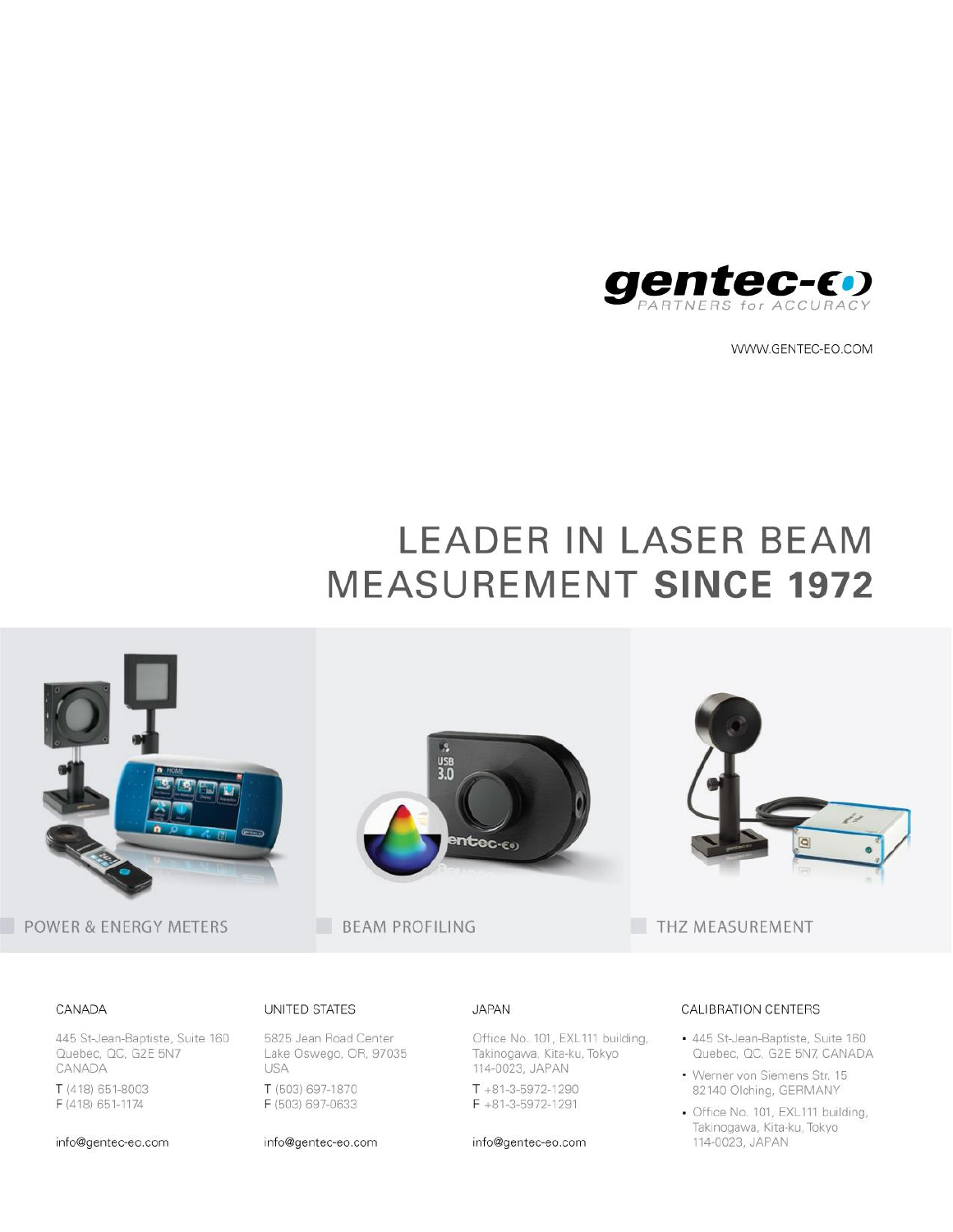gentec-eo

PARTNERS for ACCURACY

WWW.GENTEC-EO.COM

# LEADER IN LASER BEAM MEASUREMENT **SINCE 1972**

POWER & ENERGY METERS

BEAM PROFILING

THZ MEASUREMENT

**CANADA**

445 St-Jean-Baptiste, Suite 160
Quebec, QC, G2E 5N7
CANADA

T (418) 651-8003
F (418) 651-1174

info@gentec-eo.com

**UNITED STATES**

5825 Jean Road Center
Lake Oswego, OR, 97035
USA

T (503) 697-1870
F (503) 697-0633

info@gentec-eo.com

**JAPAN**

Office No. 101, EXL111 building,
Takinogawa, Kita-ku, Tokyo
114-0023, JAPAN

T +81-3-5972-1290
F +81-3-5972-1291

info@gentec-eo.com

**CALIBRATION CENTERS**

- 445 St-Jean-Baptiste, Suite 160
  Quebec, QC, G2E 5N7, CANADA
- Werner von Siemens Str. 15
  82140 Olching, GERMANY
- Office No. 101, EXL111 building,
  Takinogawa, Kita-ku, Tokyo
  114-0023, JAPAN